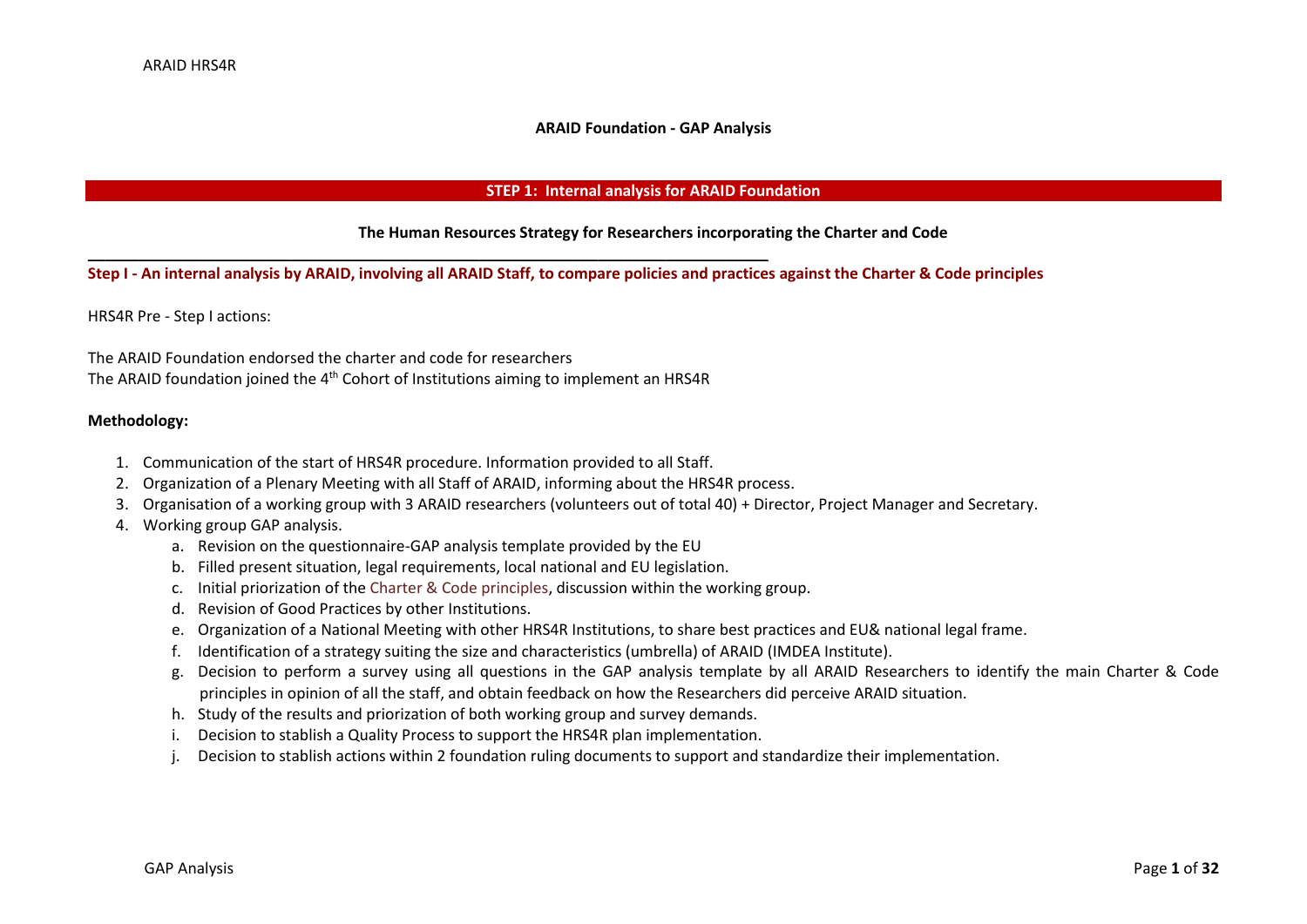# ARAID Foundation - GAP Analysis

## STEP 1: Internal analysis for ARAID Foundation

### The Human Resources Strategy for Researchers incorporating the Charter and Code

**Step I - An internal analysis by ARAID, involving all ARAID Staff, to compare policies and practices against the Charter & Code principles**

HRS4R Pre - Step I actions:

The ARAID Foundation endorsed the charter and code for researchers
The ARAID foundation joined the 4th Cohort of Institutions aiming to implement an HRS4R

**Methodology:**

1. Communication of the start of HRS4R procedure. Information provided to all Staff.
2. Organization of a Plenary Meeting with all Staff of ARAID, informing about the HRS4R process.
3. Organisation of a working group with 3 ARAID researchers (volunteers out of total 40) + Director, Project Manager and Secretary.
4. Working group GAP analysis.
   a. Revision on the questionnaire-GAP analysis template provided by the EU
   b. Filled present situation, legal requirements, local national and EU legislation.
   c. Initial priorization of the Charter & Code principles, discussion within the working group.
   d. Revision of Good Practices by other Institutions.
   e. Organization of a National Meeting with other HRS4R Institutions, to share best practices and EU& national legal frame.
   f. Identification of a strategy suiting the size and characteristics (umbrella) of ARAID (IMDEA Institute).
   g. Decision to perform a survey using all questions in the GAP analysis template by all ARAID Researchers to identify the main Charter & Code principles in opinion of all the staff, and obtain feedback on how the Researchers did perceive ARAID situation.
   h. Study of the results and priorization of both working group and survey demands.
   i. Decision to stablish a Quality Process to support the HRS4R plan implementation.
   j. Decision to stablish actions within 2 foundation ruling documents to support and standardize their implementation.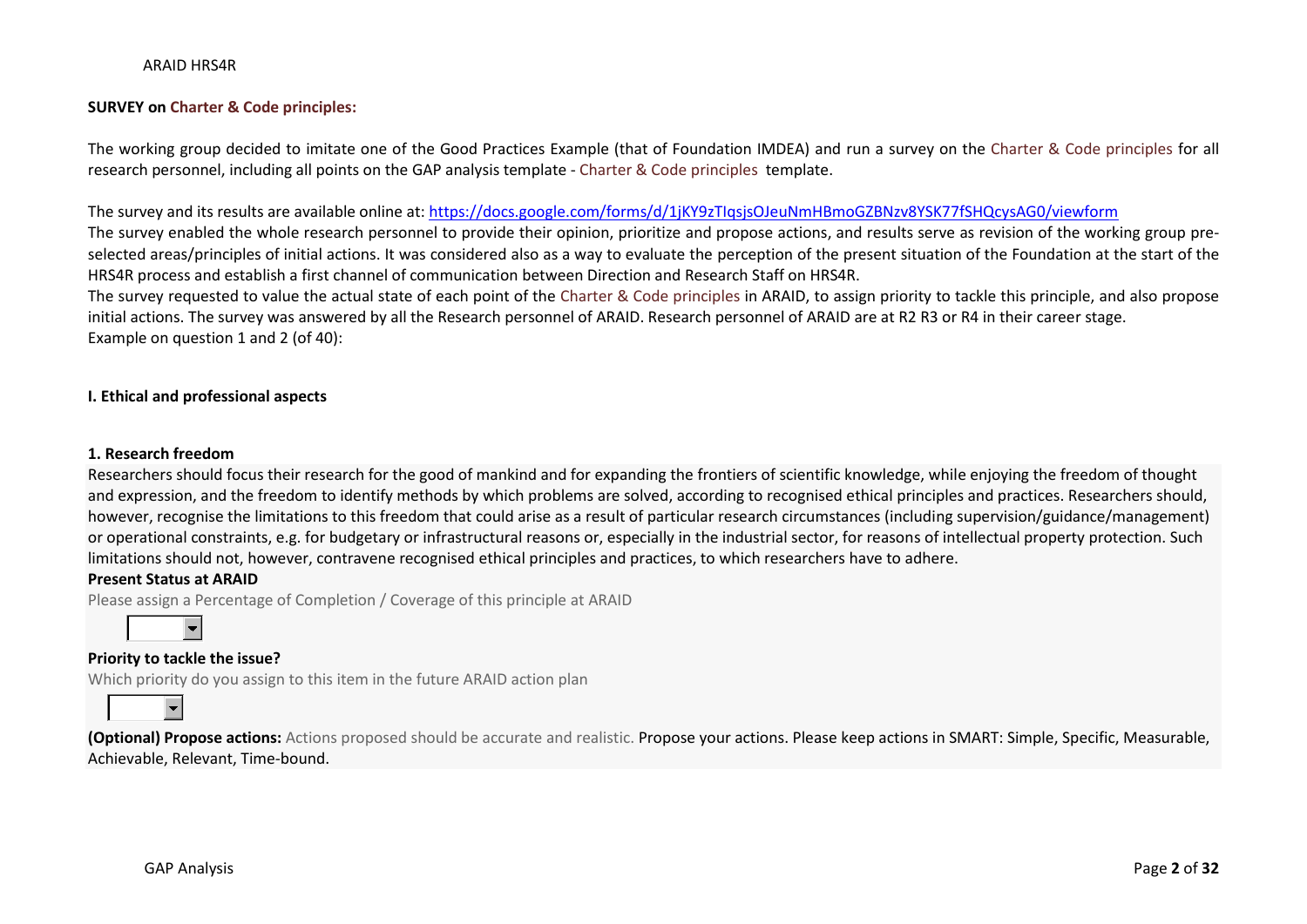## SURVEY on Charter & Code principles:

The working group decided to imitate one of the Good Practices Example (that of Foundation IMDEA) and run a survey on the Charter & Code principles for all research personnel, including all points on the GAP analysis template - Charter & Code principles template.

The survey and its results are available online at: https://docs.google.com/forms/d/1jKY9zTIqsjsOJeuNmHBmoGZBNzv8YSK77fSHQcysAG0/viewform

The survey enabled the whole research personnel to provide their opinion, prioritize and propose actions, and results serve as revision of the working group pre-selected areas/principles of initial actions. It was considered also as a way to evaluate the perception of the present situation of the Foundation at the start of the HRS4R process and establish a first channel of communication between Direction and Research Staff on HRS4R.

The survey requested to value the actual state of each point of the Charter & Code principles in ARAID, to assign priority to tackle this principle, and also propose initial actions. The survey was answered by all the Research personnel of ARAID. Research personnel of ARAID are at R2 R3 or R4 in their career stage.

Example on question 1 and 2 (of 40):

### I. Ethical and professional aspects

#### 1. Research freedom

Researchers should focus their research for the good of mankind and for expanding the frontiers of scientific knowledge, while enjoying the freedom of thought and expression, and the freedom to identify methods by which problems are solved, according to recognised ethical principles and practices. Researchers should, however, recognise the limitations to this freedom that could arise as a result of particular research circumstances (including supervision/guidance/management) or operational constraints, e.g. for budgetary or infrastructural reasons or, especially in the industrial sector, for reasons of intellectual property protection. Such limitations should not, however, contravene recognised ethical principles and practices, to which researchers have to adhere.

**Present Status at ARAID**

Please assign a Percentage of Completion / Coverage of this principle at ARAID

**Priority to tackle the issue?**

Which priority do you assign to this item in the future ARAID action plan

**(Optional) Propose actions:** Actions proposed should be accurate and realistic. Propose your actions. Please keep actions in SMART: Simple, Specific, Measurable, Achievable, Relevant, Time-bound.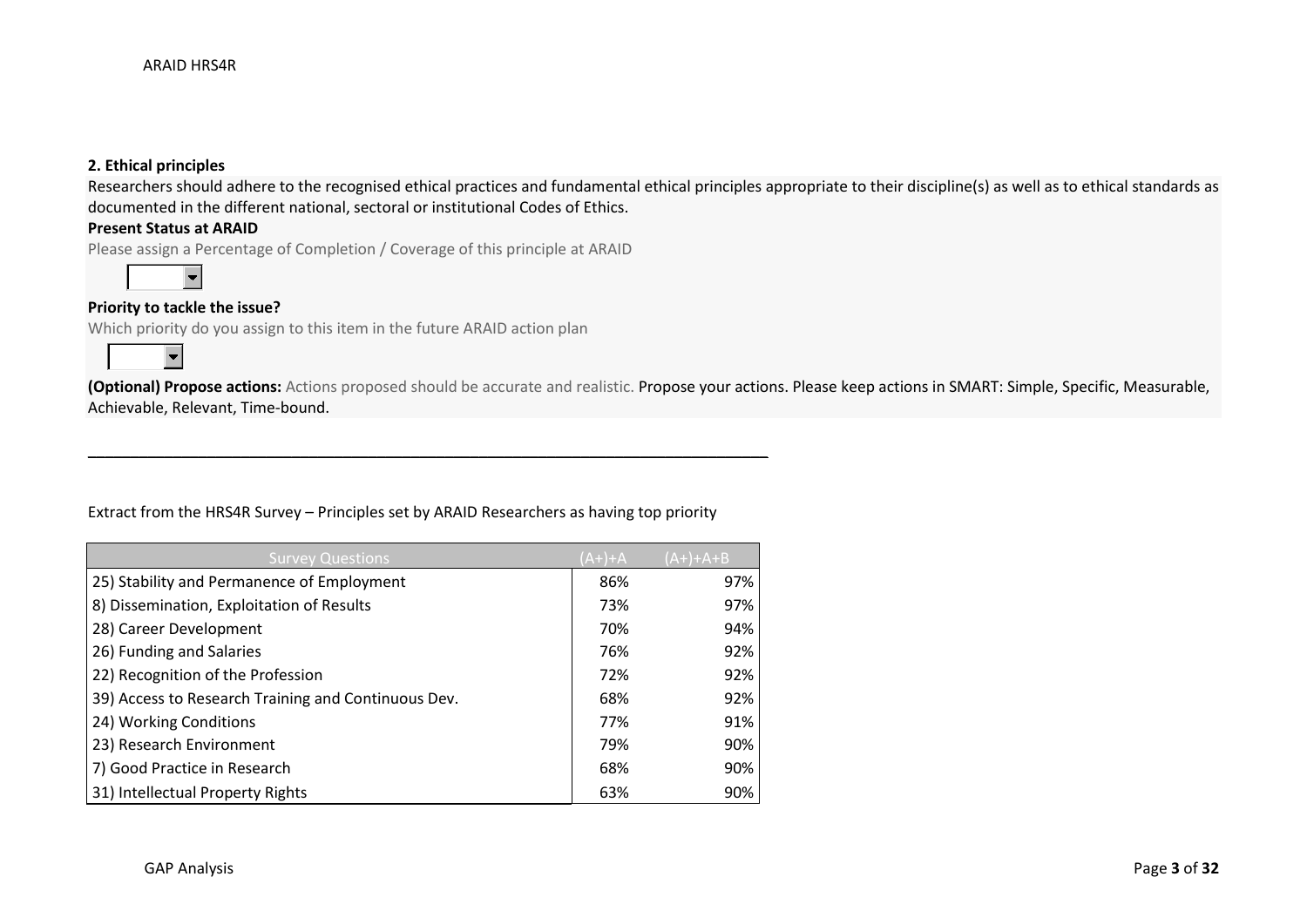**2. Ethical principles**

Researchers should adhere to the recognised ethical practices and fundamental ethical principles appropriate to their discipline(s) as well as to ethical standards as documented in the different national, sectoral or institutional Codes of Ethics.

**Present Status at ARAID**

Please assign a Percentage of Completion / Coverage of this principle at ARAID

**Priority to tackle the issue?**

Which priority do you assign to this item in the future ARAID action plan

**(Optional) Propose actions:** Actions proposed should be accurate and realistic. Propose your actions. Please keep actions in SMART: Simple, Specific, Measurable, Achievable, Relevant, Time-bound.

---

Extract from the HRS4R Survey – Principles set by ARAID Researchers as having top priority

| Survey Questions | (A+)+A | (A+)+A+B |
| --- | --- | --- |
| 25) Stability and Permanence of Employment | 86% | 97% |
| 8) Dissemination, Exploitation of Results | 73% | 97% |
| 28) Career Development | 70% | 94% |
| 26) Funding and Salaries | 76% | 92% |
| 22) Recognition of the Profession | 72% | 92% |
| 39) Access to Research Training and Continuous Dev. | 68% | 92% |
| 24) Working Conditions | 77% | 91% |
| 23) Research Environment | 79% | 90% |
| 7) Good Practice in Research | 68% | 90% |
| 31) Intellectual Property Rights | 63% | 90% |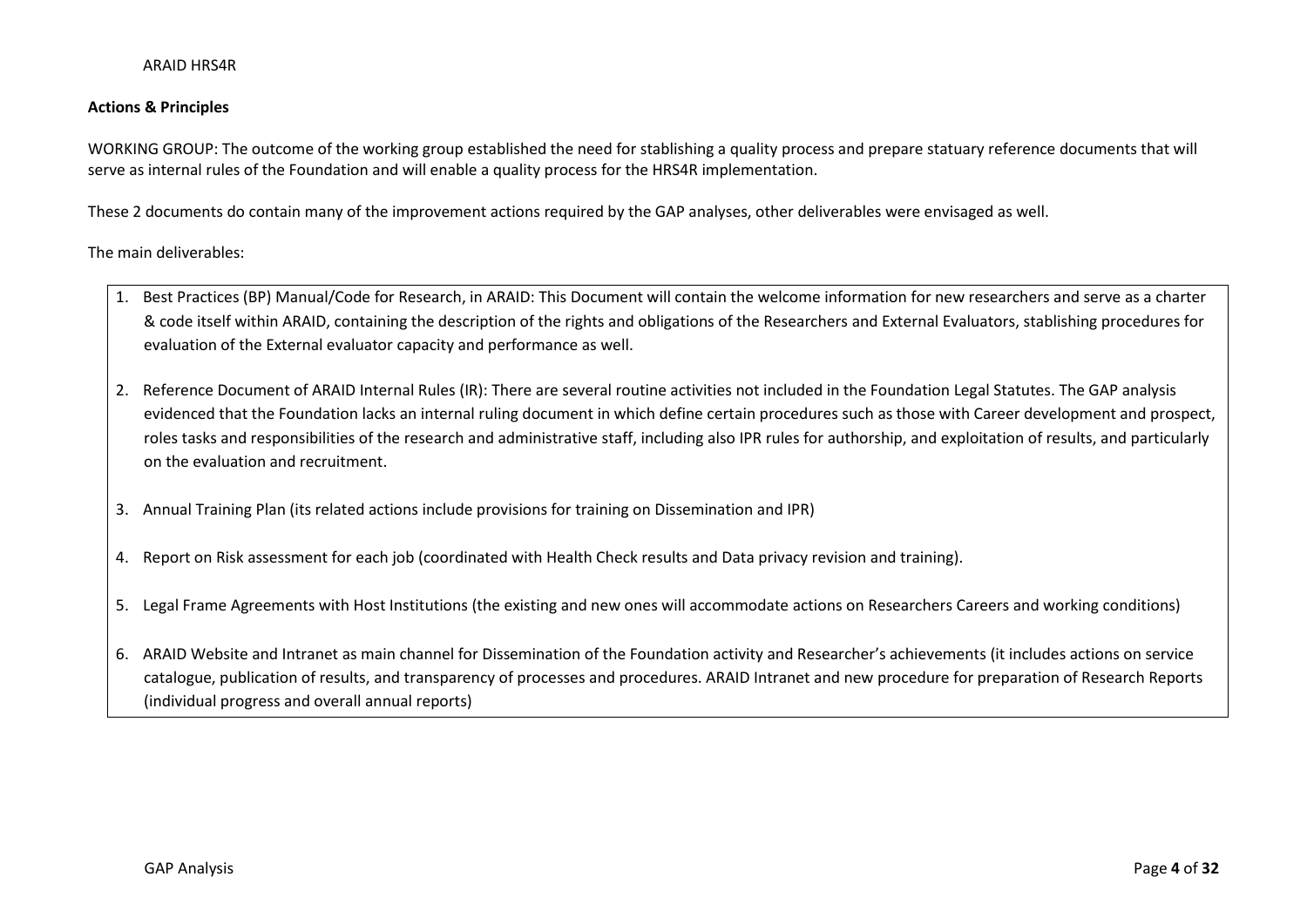**Actions & Principles**

WORKING GROUP: The outcome of the working group established the need for stablishing a quality process and prepare statuary reference documents that will serve as internal rules of the Foundation and will enable a quality process for the HRS4R implementation.

These 2 documents do contain many of the improvement actions required by the GAP analyses, other deliverables were envisaged as well.

The main deliverables:

1. Best Practices (BP) Manual/Code for Research, in ARAID: This Document will contain the welcome information for new researchers and serve as a charter & code itself within ARAID, containing the description of the rights and obligations of the Researchers and External Evaluators, stablishing procedures for evaluation of the External evaluator capacity and performance as well.
2. Reference Document of ARAID Internal Rules (IR): There are several routine activities not included in the Foundation Legal Statutes. The GAP analysis evidenced that the Foundation lacks an internal ruling document in which define certain procedures such as those with Career development and prospect, roles tasks and responsibilities of the research and administrative staff, including also IPR rules for authorship, and exploitation of results, and particularly on the evaluation and recruitment.
3. Annual Training Plan (its related actions include provisions for training on Dissemination and IPR)
4. Report on Risk assessment for each job (coordinated with Health Check results and Data privacy revision and training).
5. Legal Frame Agreements with Host Institutions (the existing and new ones will accommodate actions on Researchers Careers and working conditions)
6. ARAID Website and Intranet as main channel for Dissemination of the Foundation activity and Researcher's achievements (it includes actions on service catalogue, publication of results, and transparency of processes and procedures. ARAID Intranet and new procedure for preparation of Research Reports (individual progress and overall annual reports)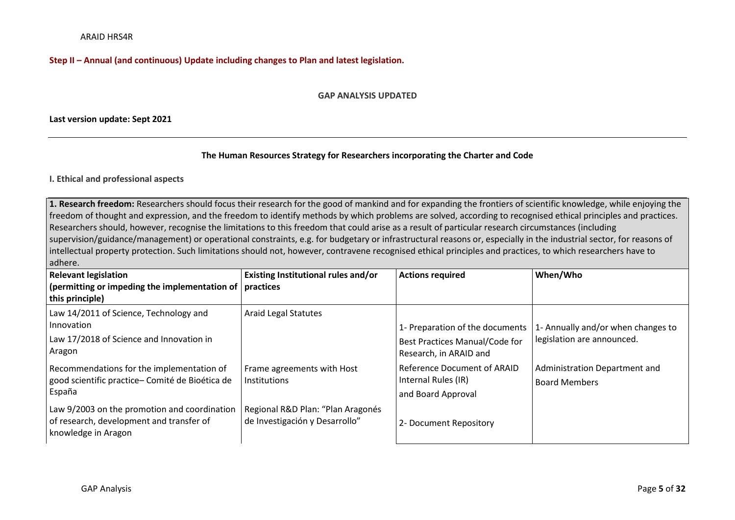**Step II – Annual (and continuous) Update including changes to Plan and latest legislation.**

**GAP ANALYSIS UPDATED**

**Last version update: Sept 2021**

---

**The Human Resources Strategy for Researchers incorporating the Charter and Code**

**I. Ethical and professional aspects**

**1. Research freedom:** Researchers should focus their research for the good of mankind and for expanding the frontiers of scientific knowledge, while enjoying the freedom of thought and expression, and the freedom to identify methods by which problems are solved, according to recognised ethical principles and practices. Researchers should, however, recognise the limitations to this freedom that could arise as a result of particular research circumstances (including supervision/guidance/management) or operational constraints, e.g. for budgetary or infrastructural reasons or, especially in the industrial sector, for reasons of intellectual property protection. Such limitations should not, however, contravene recognised ethical principles and practices, to which researchers have to adhere.

| Relevant legislation (permitting or impeding the implementation of this principle) | Existing Institutional rules and/or practices | Actions required | When/Who |
|---|---|---|---|
| Law 14/2011 of Science, Technology and Innovation<br>Law 17/2018 of Science and Innovation in Aragon<br>Recommendations for the implementation of good scientific practice– Comité de Bioética de España<br>Law 9/2003 on the promotion and coordination of research, development and transfer of knowledge in Aragon | Araid Legal Statutes<br>Frame agreements with Host Institutions<br>Regional R&D Plan: "Plan Aragonés de Investigación y Desarrollo" | 1- Preparation of the documents Best Practices Manual/Code for Research, in ARAID and Reference Document of ARAID Internal Rules (IR) and Board Approval<br>2- Document Repository | 1- Annually and/or when changes to legislation are announced.<br>Administration Department and Board Members |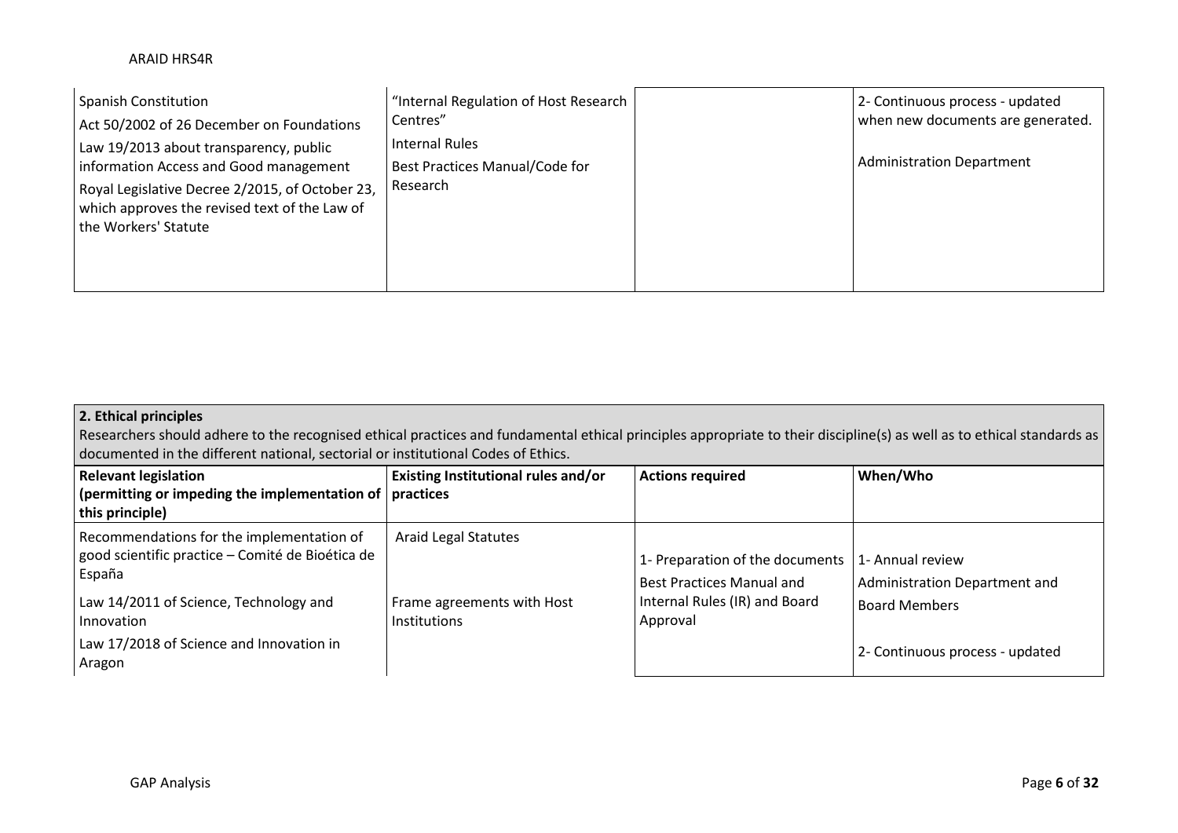| | | | |
|---|---|---|---|
| Spanish Constitution<br>Act 50/2002 of 26 December on Foundations<br>Law 19/2013 about transparency, public information Access and Good management<br>Royal Legislative Decree 2/2015, of October 23, which approves the revised text of the Law of the Workers' Statute | "Internal Regulation of Host Research Centres"<br>Internal Rules<br>Best Practices Manual/Code for Research | | 2- Continuous process - updated when new documents are generated.<br><br>Administration Department |

**2. Ethical principles**

Researchers should adhere to the recognised ethical practices and fundamental ethical principles appropriate to their discipline(s) as well as to ethical standards as documented in the different national, sectorial or institutional Codes of Ethics.

| Relevant legislation (permitting or impeding the implementation of this principle) | Existing Institutional rules and/or practices | Actions required | When/Who |
|---|---|---|---|
| Recommendations for the implementation of good scientific practice – Comité de Bioética de España<br>Law 14/2011 of Science, Technology and Innovation<br>Law 17/2018 of Science and Innovation in Aragon | Araid Legal Statutes<br><br>Frame agreements with Host Institutions | 1- Preparation of the documents Best Practices Manual and Internal Rules (IR) and Board Approval | 1- Annual review<br>Administration Department and Board Members<br><br>2- Continuous process - updated |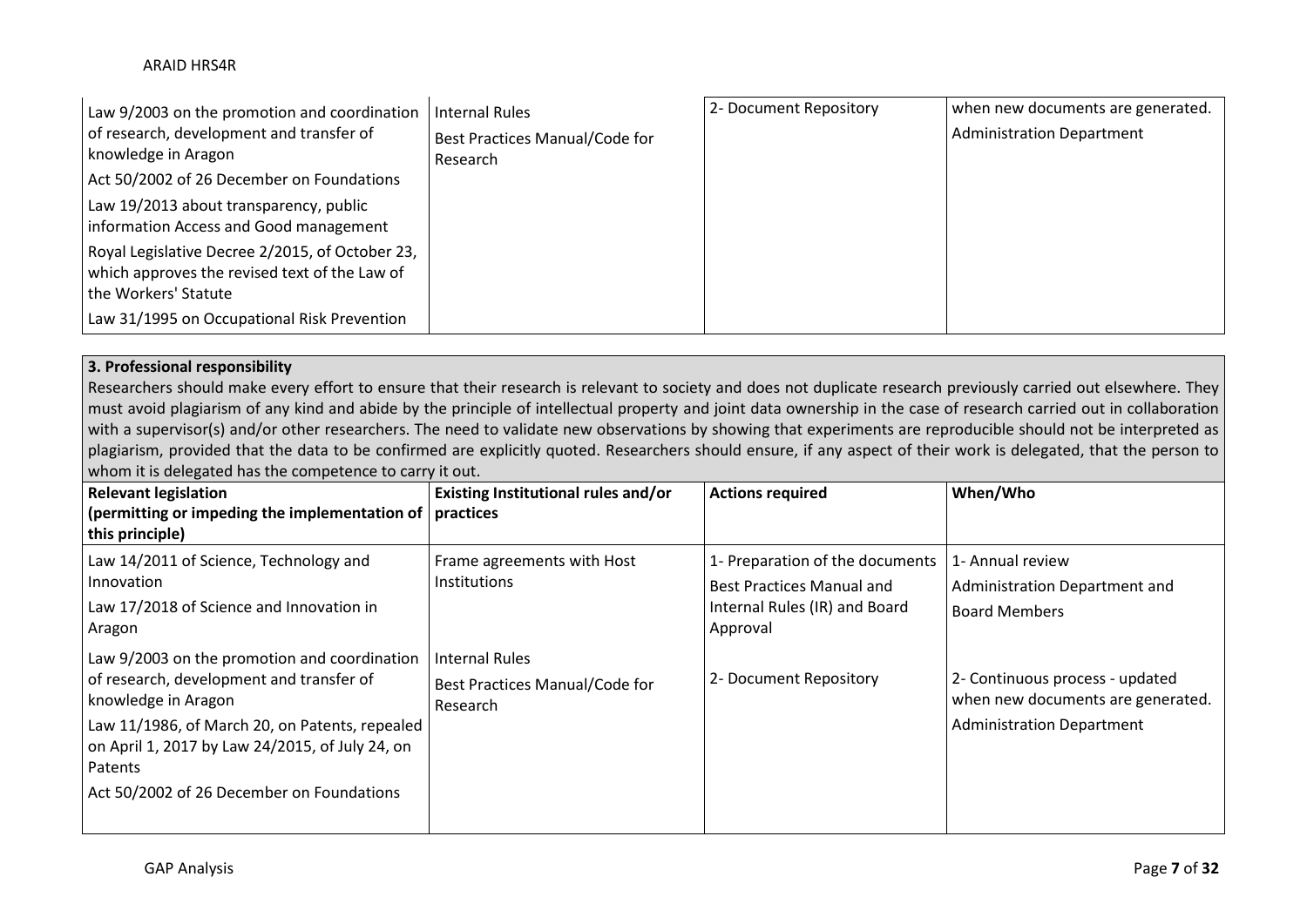| | | | |
|---|---|---|---|
| Law 9/2003 on the promotion and coordination of research, development and transfer of knowledge in Aragon<br>Act 50/2002 of 26 December on Foundations<br>Law 19/2013 about transparency, public information Access and Good management<br>Royal Legislative Decree 2/2015, of October 23, which approves the revised text of the Law of the Workers' Statute<br>Law 31/1995 on Occupational Risk Prevention | Internal Rules<br>Best Practices Manual/Code for Research | 2- Document Repository | when new documents are generated.<br>Administration Department |

**3. Professional responsibility**

Researchers should make every effort to ensure that their research is relevant to society and does not duplicate research previously carried out elsewhere. They must avoid plagiarism of any kind and abide by the principle of intellectual property and joint data ownership in the case of research carried out in collaboration with a supervisor(s) and/or other researchers. The need to validate new observations by showing that experiments are reproducible should not be interpreted as plagiarism, provided that the data to be confirmed are explicitly quoted. Researchers should ensure, if any aspect of their work is delegated, that the person to whom it is delegated has the competence to carry it out.

| **Relevant legislation (permitting or impeding the implementation of this principle)** | **Existing Institutional rules and/or practices** | **Actions required** | **When/Who** |
|---|---|---|---|
| Law 14/2011 of Science, Technology and Innovation<br>Law 17/2018 of Science and Innovation in Aragon | Frame agreements with Host Institutions | 1- Preparation of the documents Best Practices Manual and Internal Rules (IR) and Board Approval | 1- Annual review<br>Administration Department and Board Members |
| Law 9/2003 on the promotion and coordination of research, development and transfer of knowledge in Aragon<br>Law 11/1986, of March 20, on Patents, repealed on April 1, 2017 by Law 24/2015, of July 24, on Patents<br>Act 50/2002 of 26 December on Foundations | Internal Rules<br>Best Practices Manual/Code for Research | 2- Document Repository | 2- Continuous process - updated when new documents are generated.<br>Administration Department |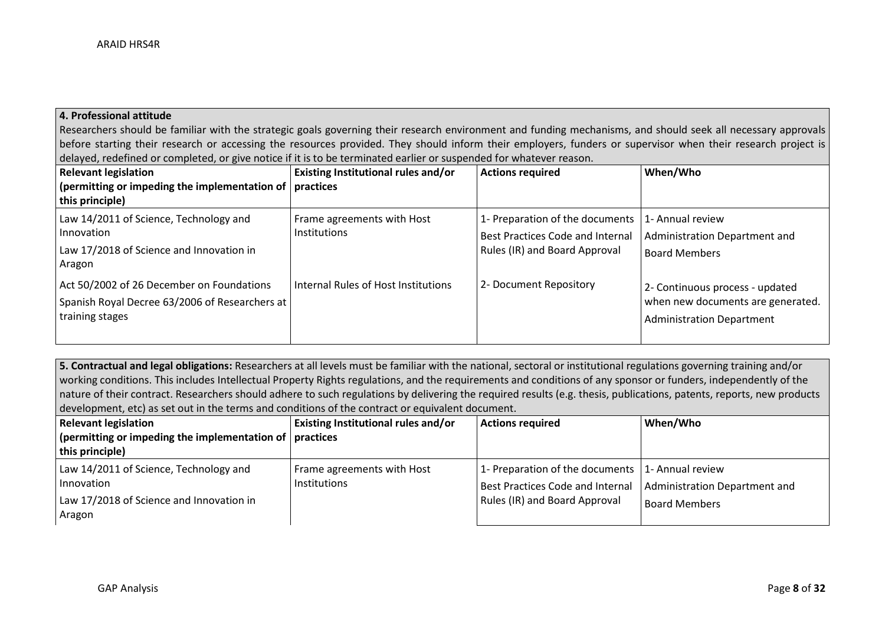**4. Professional attitude**

Researchers should be familiar with the strategic goals governing their research environment and funding mechanisms, and should seek all necessary approvals before starting their research or accessing the resources provided. They should inform their employers, funders or supervisor when their research project is delayed, redefined or completed, or give notice if it is to be terminated earlier or suspended for whatever reason.

| Relevant legislation (permitting or impeding the implementation of this principle) | Existing Institutional rules and/or practices | Actions required | When/Who |
|---|---|---|---|
| Law 14/2011 of Science, Technology and Innovation<br>Law 17/2018 of Science and Innovation in Aragon | Frame agreements with Host Institutions | 1- Preparation of the documents Best Practices Code and Internal Rules (IR) and Board Approval | 1- Annual review<br>Administration Department and Board Members |
| Act 50/2002 of 26 December on Foundations<br>Spanish Royal Decree 63/2006 of Researchers at training stages | Internal Rules of Host Institutions | 2- Document Repository | 2- Continuous process - updated when new documents are generated.<br>Administration Department |

**5. Contractual and legal obligations:** Researchers at all levels must be familiar with the national, sectoral or institutional regulations governing training and/or working conditions. This includes Intellectual Property Rights regulations, and the requirements and conditions of any sponsor or funders, independently of the nature of their contract. Researchers should adhere to such regulations by delivering the required results (e.g. thesis, publications, patents, reports, new products development, etc) as set out in the terms and conditions of the contract or equivalent document.

| Relevant legislation (permitting or impeding the implementation of this principle) | Existing Institutional rules and/or practices | Actions required | When/Who |
|---|---|---|---|
| Law 14/2011 of Science, Technology and Innovation<br>Law 17/2018 of Science and Innovation in Aragon | Frame agreements with Host Institutions | 1- Preparation of the documents Best Practices Code and Internal Rules (IR) and Board Approval | 1- Annual review<br>Administration Department and Board Members |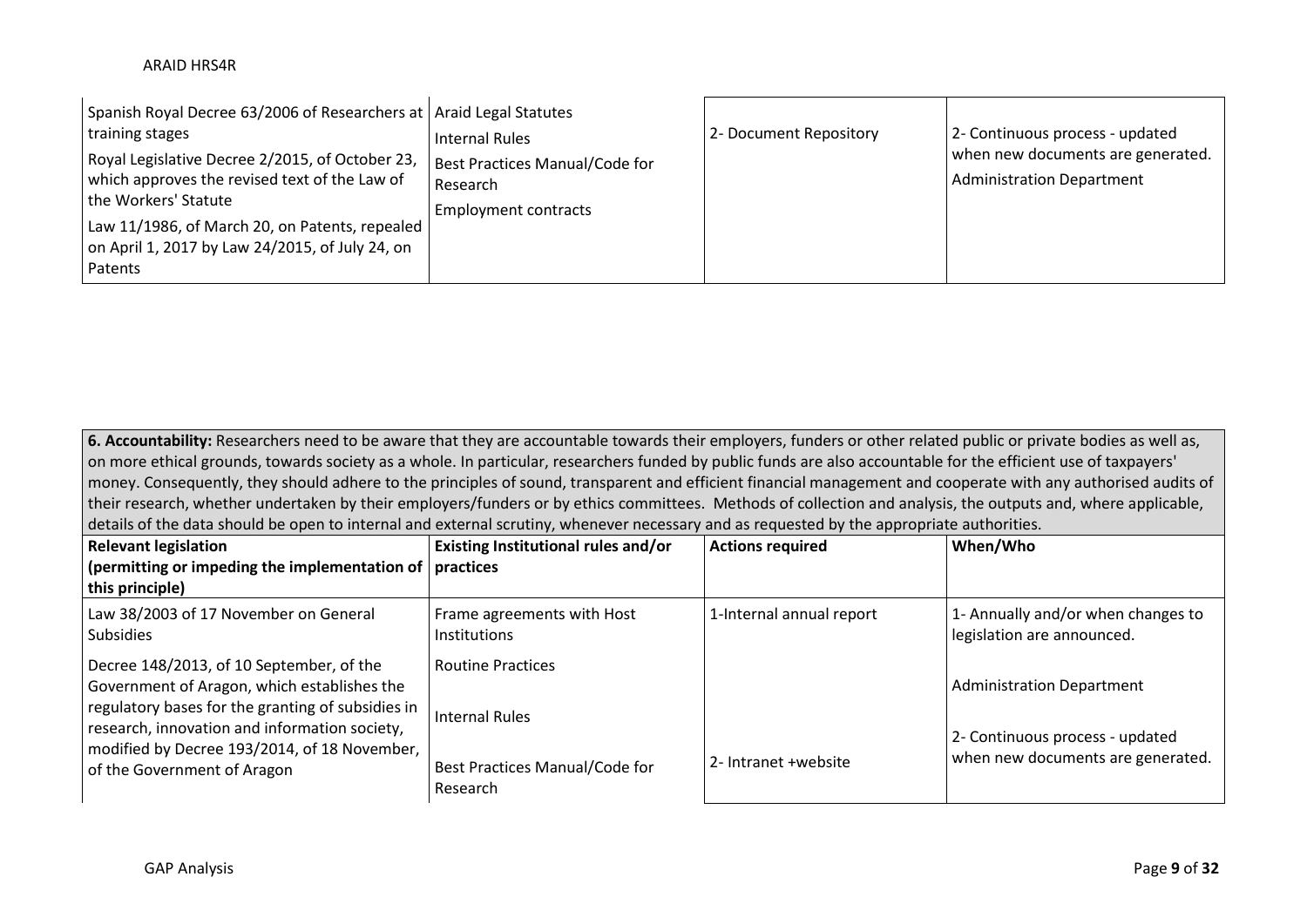| | | | |
|---|---|---|---|
| Spanish Royal Decree 63/2006 of Researchers at training stages<br>Royal Legislative Decree 2/2015, of October 23, which approves the revised text of the Law of the Workers' Statute<br>Law 11/1986, of March 20, on Patents, repealed on April 1, 2017 by Law 24/2015, of July 24, on Patents | Araid Legal Statutes<br>Internal Rules<br>Best Practices Manual/Code for Research<br>Employment contracts | 2- Document Repository | 2- Continuous process - updated when new documents are generated.<br>Administration Department |

| **6. Accountability:** Researchers need to be aware that they are accountable towards their employers, funders or other related public or private bodies as well as, on more ethical grounds, towards society as a whole. In particular, researchers funded by public funds are also accountable for the efficient use of taxpayers' money. Consequently, they should adhere to the principles of sound, transparent and efficient financial management and cooperate with any authorised audits of their research, whether undertaken by their employers/funders or by ethics committees. Methods of collection and analysis, the outputs and, where applicable, details of the data should be open to internal and external scrutiny, whenever necessary and as requested by the appropriate authorities. | | | |
|---|---|---|---|
| **Relevant legislation (permitting or impeding the implementation of this principle)** | **Existing Institutional rules and/or practices** | **Actions required** | **When/Who** |
| Law 38/2003 of 17 November on General Subsidies<br>Decree 148/2013, of 10 September, of the Government of Aragon, which establishes the regulatory bases for the granting of subsidies in research, innovation and information society, modified by Decree 193/2014, of 18 November, of the Government of Aragon | Frame agreements with Host Institutions<br>Routine Practices<br>Internal Rules<br>Best Practices Manual/Code for Research | 1-Internal annual report<br>2- Intranet +website | 1- Annually and/or when changes to legislation are announced.<br>Administration Department<br>2- Continuous process - updated when new documents are generated. |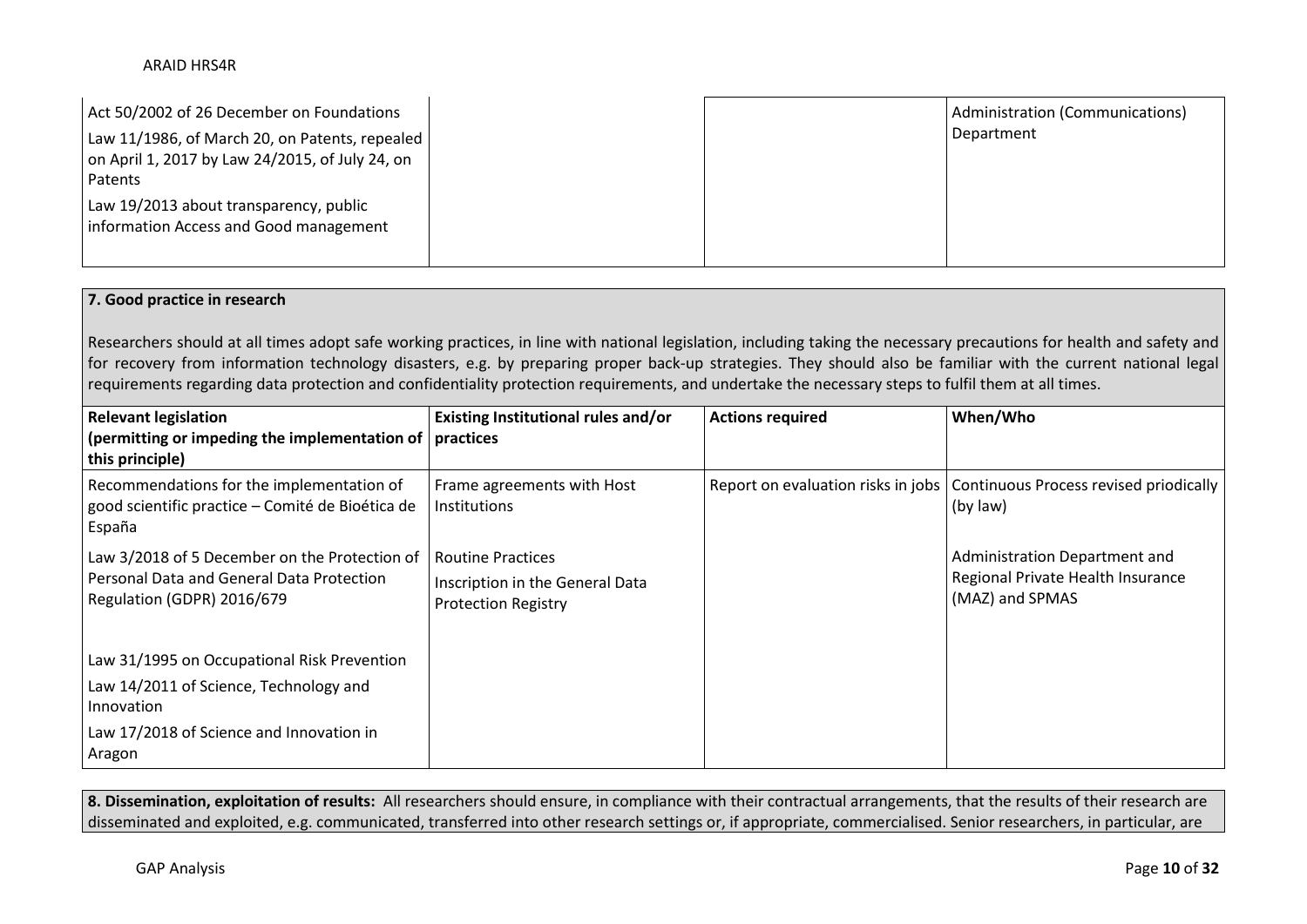| | | | |
|---|---|---|---|
| Act 50/2002 of 26 December on Foundations<br>Law 11/1986, of March 20, on Patents, repealed on April 1, 2017 by Law 24/2015, of July 24, on Patents<br>Law 19/2013 about transparency, public information Access and Good management | | | Administration (Communications) Department |

**7. Good practice in research**

Researchers should at all times adopt safe working practices, in line with national legislation, including taking the necessary precautions for health and safety and for recovery from information technology disasters, e.g. by preparing proper back-up strategies. They should also be familiar with the current national legal requirements regarding data protection and confidentiality protection requirements, and undertake the necessary steps to fulfil them at all times.

| Relevant legislation (permitting or impeding the implementation of this principle) | Existing Institutional rules and/or practices | Actions required | When/Who |
|---|---|---|---|
| Recommendations for the implementation of good scientific practice – Comité de Bioética de España<br>Law 3/2018 of 5 December on the Protection of Personal Data and General Data Protection Regulation (GDPR) 2016/679<br>Law 31/1995 on Occupational Risk Prevention<br>Law 14/2011 of Science, Technology and Innovation<br>Law 17/2018 of Science and Innovation in Aragon | Frame agreements with Host Institutions<br>Routine Practices<br>Inscription in the General Data Protection Registry | Report on evaluation risks in jobs | Continuous Process revised priodically (by law)<br>Administration Department and Regional Private Health Insurance (MAZ) and SPMAS |

**8. Dissemination, exploitation of results:** All researchers should ensure, in compliance with their contractual arrangements, that the results of their research are disseminated and exploited, e.g. communicated, transferred into other research settings or, if appropriate, commercialised. Senior researchers, in particular, are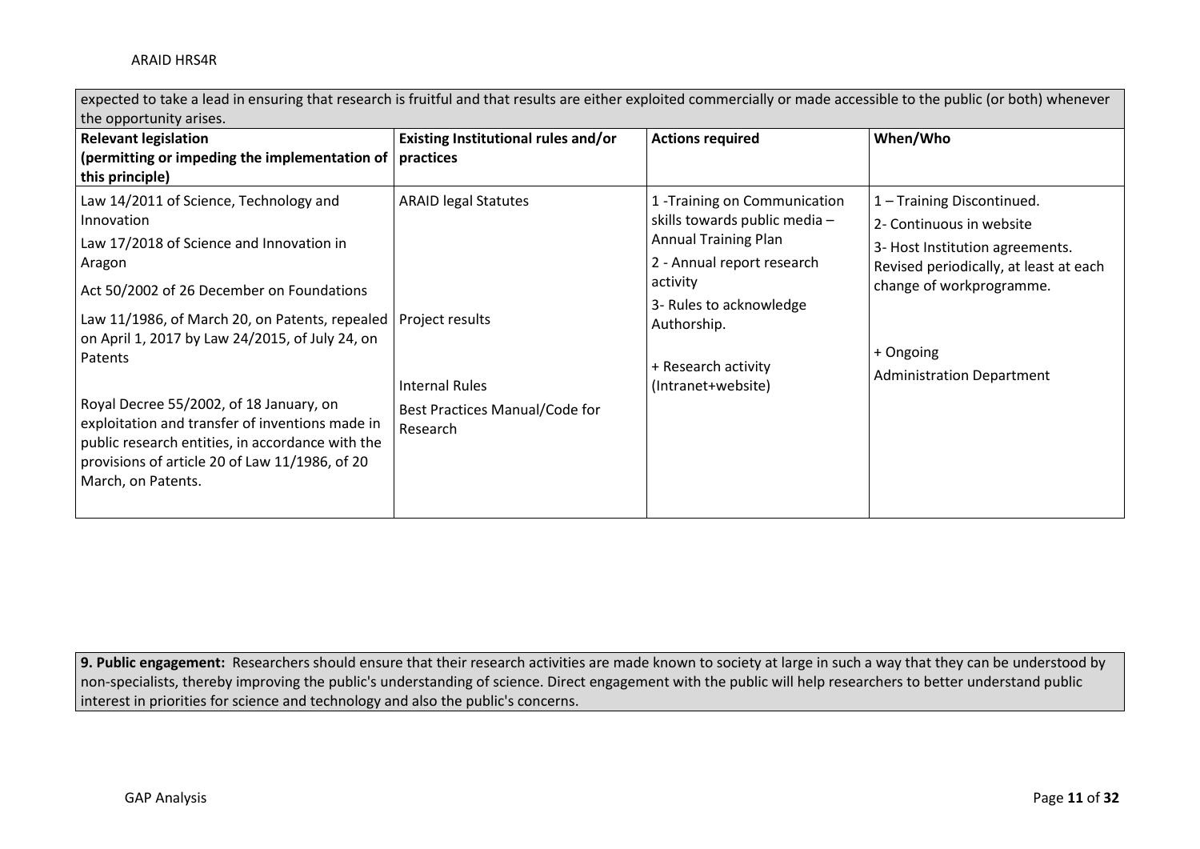| expected to take a lead in ensuring that research is fruitful and that results are either exploited commercially or made accessible to the public (or both) whenever the opportunity arises. | | | |
|---|---|---|---|
| **Relevant legislation (permitting or impeding the implementation of this principle)** | **Existing Institutional rules and/or practices** | **Actions required** | **When/Who** |
| Law 14/2011 of Science, Technology and Innovation<br>Law 17/2018 of Science and Innovation in Aragon<br>Act 50/2002 of 26 December on Foundations<br>Law 11/1986, of March 20, on Patents, repealed on April 1, 2017 by Law 24/2015, of July 24, on Patents<br><br>Royal Decree 55/2002, of 18 January, on exploitation and transfer of inventions made in public research entities, in accordance with the provisions of article 20 of Law 11/1986, of 20 March, on Patents. | ARAID legal Statutes<br><br>Project results<br><br>Internal Rules<br>Best Practices Manual/Code for Research | 1 -Training on Communication skills towards public media – Annual Training Plan<br>2 - Annual report research activity<br>3- Rules to acknowledge Authorship.<br><br>+ Research activity (Intranet+website) | 1 – Training Discontinued.<br>2- Continuous in website<br>3- Host Institution agreements. Revised periodically, at least at each change of workprogramme.<br><br>+ Ongoing<br>Administration Department |

**9. Public engagement:** Researchers should ensure that their research activities are made known to society at large in such a way that they can be understood by non-specialists, thereby improving the public's understanding of science. Direct engagement with the public will help researchers to better understand public interest in priorities for science and technology and also the public's concerns.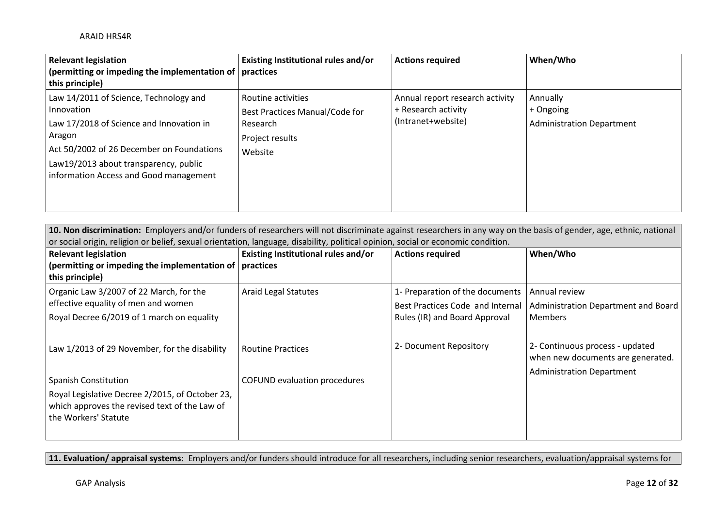| Relevant legislation (permitting or impeding the implementation of this principle) | Existing Institutional rules and/or practices | Actions required | When/Who |
|---|---|---|---|
| Law 14/2011 of Science, Technology and Innovation<br>Law 17/2018 of Science and Innovation in Aragon<br>Act 50/2002 of 26 December on Foundations<br>Law19/2013 about transparency, public information Access and Good management | Routine activities<br>Best Practices Manual/Code for Research<br>Project results<br>Website | Annual report research activity + Research activity (Intranet+website) | Annually + Ongoing<br>Administration Department |

**10. Non discrimination:** Employers and/or funders of researchers will not discriminate against researchers in any way on the basis of gender, age, ethnic, national or social origin, religion or belief, sexual orientation, language, disability, political opinion, social or economic condition.

| Relevant legislation (permitting or impeding the implementation of this principle) | Existing Institutional rules and/or practices | Actions required | When/Who |
|---|---|---|---|
| Organic Law 3/2007 of 22 March, for the effective equality of men and women<br>Royal Decree 6/2019 of 1 march on equality | Araid Legal Statutes | 1- Preparation of the documents Best Practices Code and Internal Rules (IR) and Board Approval | Annual review<br>Administration Department and Board Members |
| Law 1/2013 of 29 November, for the disability | Routine Practices | 2- Document Repository | 2- Continuous process - updated when new documents are generated.<br>Administration Department |
| Spanish Constitution<br>Royal Legislative Decree 2/2015, of October 23, which approves the revised text of the Law of the Workers' Statute | COFUND evaluation procedures | | |

**11. Evaluation/ appraisal systems:** Employers and/or funders should introduce for all researchers, including senior researchers, evaluation/appraisal systems for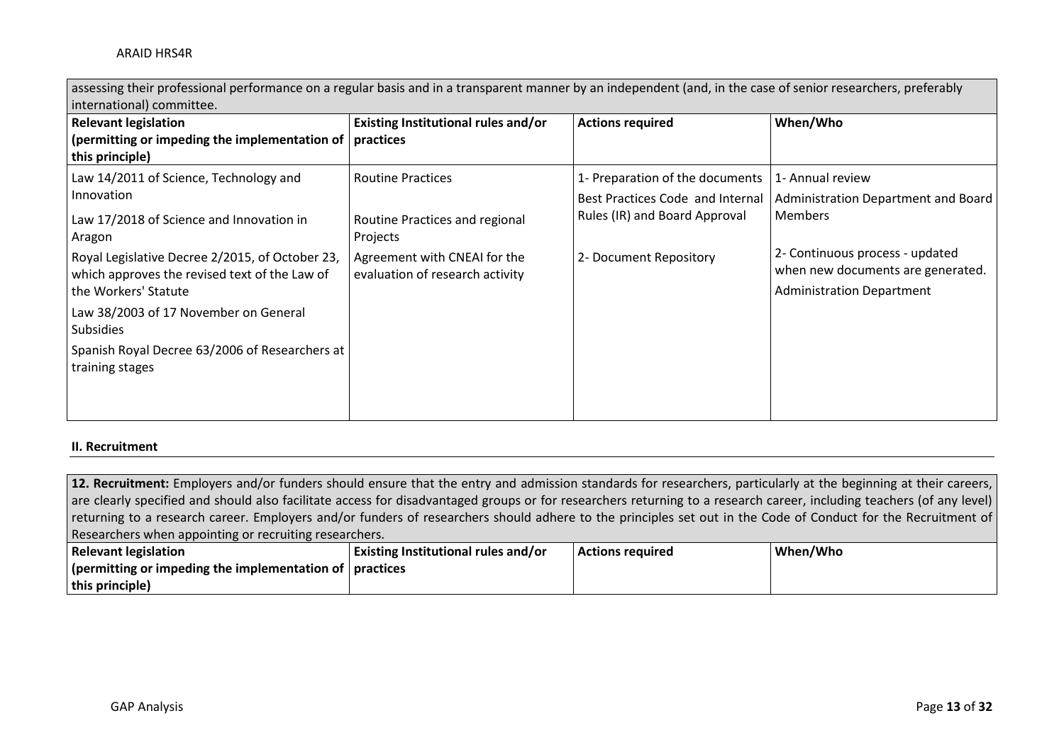| assessing their professional performance on a regular basis and in a transparent manner by an independent (and, in the case of senior researchers, preferably international) committee. | | | |
|---|---|---|---|
| **Relevant legislation (permitting or impeding the implementation of this principle)** | **Existing Institutional rules and/or practices** | **Actions required** | **When/Who** |
| Law 14/2011 of Science, Technology and Innovation<br><br>Law 17/2018 of Science and Innovation in Aragon<br><br>Royal Legislative Decree 2/2015, of October 23, which approves the revised text of the Law of the Workers' Statute<br><br>Law 38/2003 of 17 November on General Subsidies<br><br>Spanish Royal Decree 63/2006 of Researchers at training stages | Routine Practices<br><br>Routine Practices and regional Projects<br><br>Agreement with CNEAI for the evaluation of research activity | 1- Preparation of the documents Best Practices Code and Internal Rules (IR) and Board Approval<br><br>2- Document Repository | 1- Annual review<br>Administration Department and Board Members<br><br>2- Continuous process - updated when new documents are generated.<br>Administration Department |

**II. Recruitment**

| **12. Recruitment:** Employers and/or funders should ensure that the entry and admission standards for researchers, particularly at the beginning at their careers, are clearly specified and should also facilitate access for disadvantaged groups or for researchers returning to a research career, including teachers (of any level) returning to a research career. Employers and/or funders of researchers should adhere to the principles set out in the Code of Conduct for the Recruitment of Researchers when appointing or recruiting researchers. | | | |
|---|---|---|---|
| **Relevant legislation (permitting or impeding the implementation of this principle)** | **Existing Institutional rules and/or practices** | **Actions required** | **When/Who** |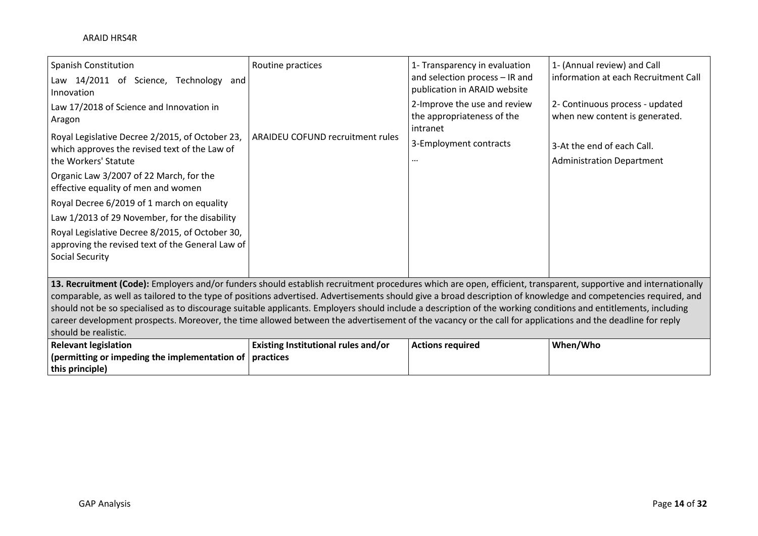| | | | |
|---|---|---|---|
| Spanish Constitution<br>Law 14/2011 of Science, Technology and Innovation<br>Law 17/2018 of Science and Innovation in Aragon<br>Royal Legislative Decree 2/2015, of October 23, which approves the revised text of the Law of the Workers' Statute<br>Organic Law 3/2007 of 22 March, for the effective equality of men and women<br>Royal Decree 6/2019 of 1 march on equality<br>Law 1/2013 of 29 November, for the disability<br>Royal Legislative Decree 8/2015, of October 30, approving the revised text of the General Law of Social Security | Routine practices<br><br>ARAIDEU COFUND recruitment rules | 1- Transparency in evaluation and selection process – IR and publication in ARAID website<br>2-Improve the use and review the appropriateness of the intranet<br>3-Employment contracts<br>… | 1- (Annual review) and Call information at each Recruitment Call<br>2- Continuous process - updated when new content is generated.<br>3-At the end of each Call.<br>Administration Department |

**13. Recruitment (Code):** Employers and/or funders should establish recruitment procedures which are open, efficient, transparent, supportive and internationally comparable, as well as tailored to the type of positions advertised. Advertisements should give a broad description of knowledge and competencies required, and should not be so specialised as to discourage suitable applicants. Employers should include a description of the working conditions and entitlements, including career development prospects. Moreover, the time allowed between the advertisement of the vacancy or the call for applications and the deadline for reply should be realistic.

| Relevant legislation (permitting or impeding the implementation of this principle) | Existing Institutional rules and/or practices | Actions required | When/Who |
|---|---|---|---|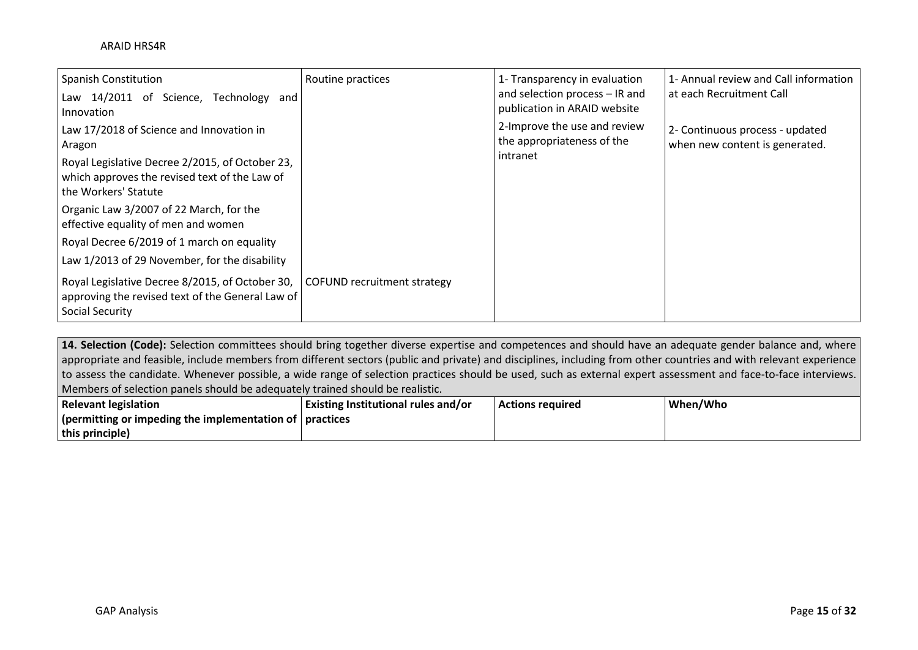| Relevant legislation | Existing Institutional rules and/or practices | Actions required | When/Who |
|---|---|---|---|
| Spanish Constitution<br>Law 14/2011 of Science, Technology and Innovation<br>Law 17/2018 of Science and Innovation in Aragon<br>Royal Legislative Decree 2/2015, of October 23, which approves the revised text of the Law of the Workers' Statute<br>Organic Law 3/2007 of 22 March, for the effective equality of men and women<br>Royal Decree 6/2019 of 1 march on equality<br>Law 1/2013 of 29 November, for the disability<br>Royal Legislative Decree 8/2015, of October 30, approving the revised text of the General Law of Social Security | Routine practices<br>COFUND recruitment strategy | 1- Transparency in evaluation and selection process – IR and publication in ARAID website<br>2-Improve the use and review the appropriateness of the intranet | 1- Annual review and Call information at each Recruitment Call<br>2- Continuous process - updated when new content is generated. |

**14. Selection (Code):** Selection committees should bring together diverse expertise and competences and should have an adequate gender balance and, where appropriate and feasible, include members from different sectors (public and private) and disciplines, including from other countries and with relevant experience to assess the candidate. Whenever possible, a wide range of selection practices should be used, such as external expert assessment and face-to-face interviews. Members of selection panels should be adequately trained should be realistic.

| Relevant legislation (permitting or impeding the implementation of this principle) | Existing Institutional rules and/or practices | Actions required | When/Who |
|---|---|---|---|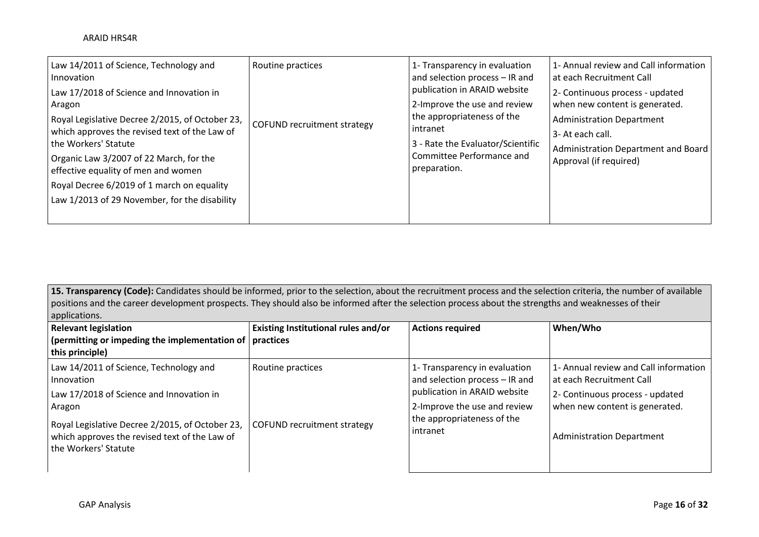| | | | |
|---|---|---|---|
| Law 14/2011 of Science, Technology and Innovation<br>Law 17/2018 of Science and Innovation in Aragon<br>Royal Legislative Decree 2/2015, of October 23, which approves the revised text of the Law of the Workers' Statute<br>Organic Law 3/2007 of 22 March, for the effective equality of men and women<br>Royal Decree 6/2019 of 1 march on equality<br>Law 1/2013 of 29 November, for the disability | Routine practices<br><br>COFUND recruitment strategy | 1- Transparency in evaluation and selection process – IR and publication in ARAID website<br>2-Improve the use and review the appropriateness of the intranet<br>3 - Rate the Evaluator/Scientific Committee Performance and preparation. | 1- Annual review and Call information at each Recruitment Call<br>2- Continuous process - updated when new content is generated.<br>Administration Department<br>3- At each call.<br>Administration Department and Board Approval (if required) |

| **15. Transparency (Code):** Candidates should be informed, prior to the selection, about the recruitment process and the selection criteria, the number of available positions and the career development prospects. They should also be informed after the selection process about the strengths and weaknesses of their applications. | | | |
|---|---|---|---|
| **Relevant legislation (permitting or impeding the implementation of this principle)** | **Existing Institutional rules and/or practices** | **Actions required** | **When/Who** |
| Law 14/2011 of Science, Technology and Innovation<br>Law 17/2018 of Science and Innovation in Aragon<br>Royal Legislative Decree 2/2015, of October 23, which approves the revised text of the Law of the Workers' Statute | Routine practices<br><br>COFUND recruitment strategy | 1- Transparency in evaluation and selection process – IR and publication in ARAID website<br>2-Improve the use and review the appropriateness of the intranet | 1- Annual review and Call information at each Recruitment Call<br>2- Continuous process - updated when new content is generated.<br>Administration Department |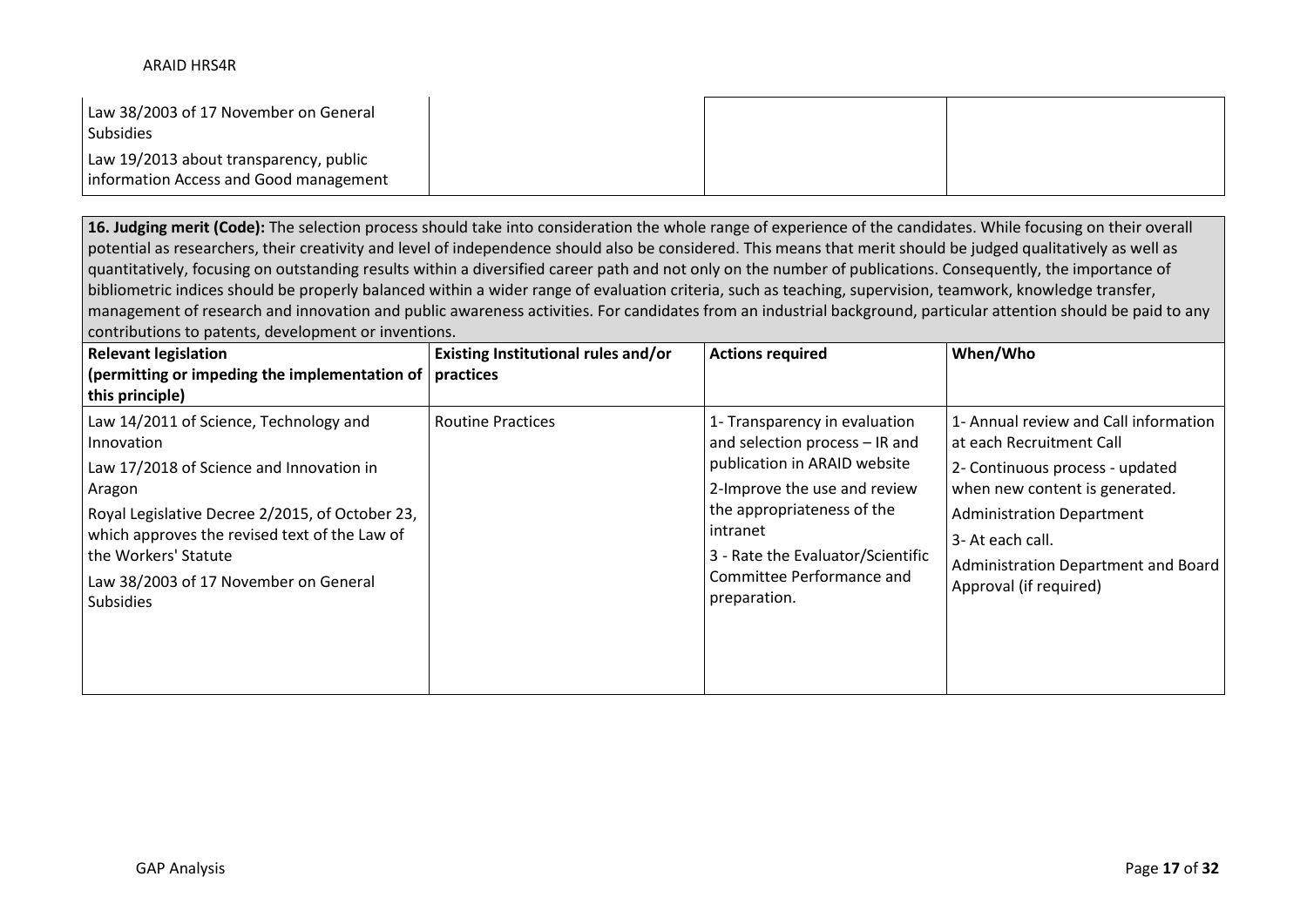| | | | |
|---|---|---|---|
| Law 38/2003 of 17 November on General Subsidies<br>Law 19/2013 about transparency, public information Access and Good management | | | |

**16. Judging merit (Code):** The selection process should take into consideration the whole range of experience of the candidates. While focusing on their overall potential as researchers, their creativity and level of independence should also be considered. This means that merit should be judged qualitatively as well as quantitatively, focusing on outstanding results within a diversified career path and not only on the number of publications. Consequently, the importance of bibliometric indices should be properly balanced within a wider range of evaluation criteria, such as teaching, supervision, teamwork, knowledge transfer, management of research and innovation and public awareness activities. For candidates from an industrial background, particular attention should be paid to any contributions to patents, development or inventions.

| **Relevant legislation (permitting or impeding the implementation of this principle)** | **Existing Institutional rules and/or practices** | **Actions required** | **When/Who** |
|---|---|---|---|
| Law 14/2011 of Science, Technology and Innovation<br>Law 17/2018 of Science and Innovation in Aragon<br>Royal Legislative Decree 2/2015, of October 23, which approves the revised text of the Law of the Workers' Statute<br>Law 38/2003 of 17 November on General Subsidies | Routine Practices | 1- Transparency in evaluation and selection process – IR and publication in ARAID website<br>2-Improve the use and review the appropriateness of the intranet<br>3 - Rate the Evaluator/Scientific Committee Performance and preparation. | 1- Annual review and Call information at each Recruitment Call<br>2- Continuous process - updated when new content is generated.<br>Administration Department<br>3- At each call.<br>Administration Department and Board Approval (if required) |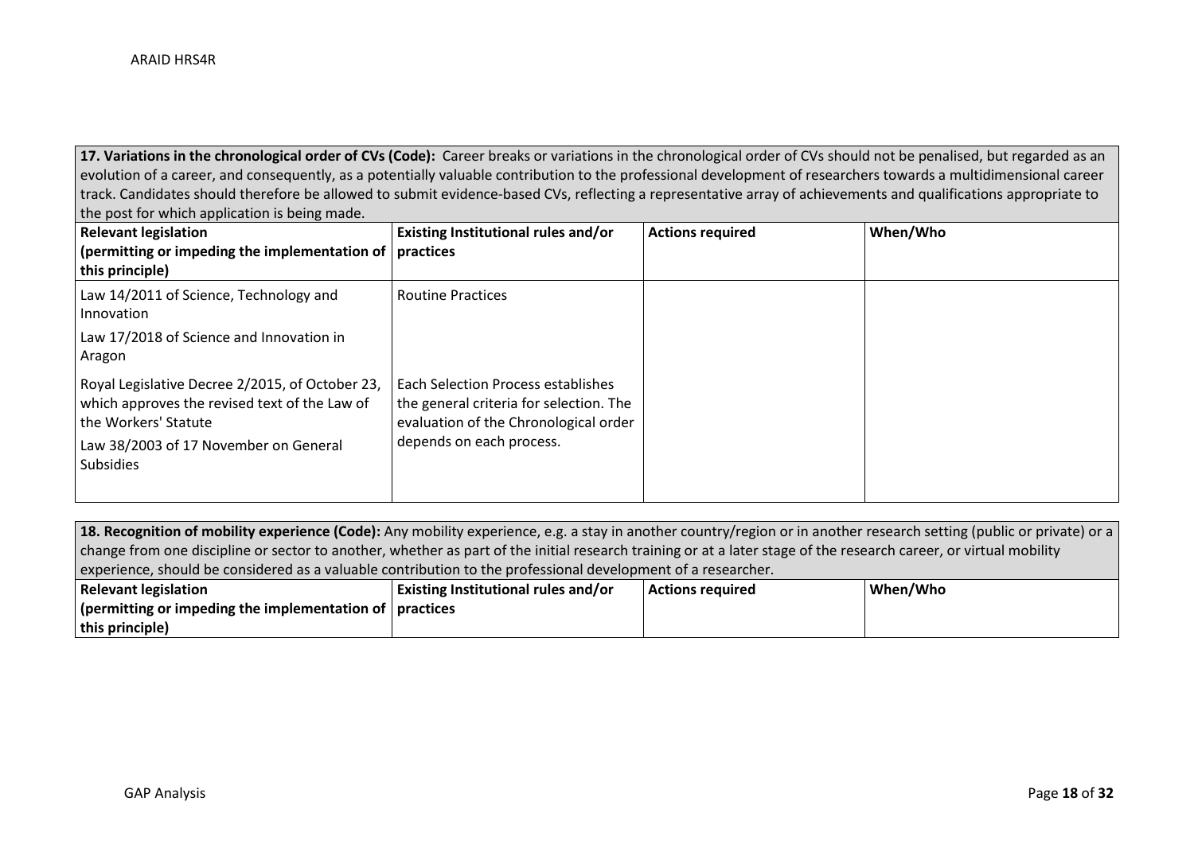| **17. Variations in the chronological order of CVs (Code):** Career breaks or variations in the chronological order of CVs should not be penalised, but regarded as an evolution of a career, and consequently, as a potentially valuable contribution to the professional development of researchers towards a multidimensional career track. Candidates should therefore be allowed to submit evidence-based CVs, reflecting a representative array of achievements and qualifications appropriate to the post for which application is being made. | | | |
|---|---|---|---|
| **Relevant legislation (permitting or impeding the implementation of this principle)** | **Existing Institutional rules and/or practices** | **Actions required** | **When/Who** |
| Law 14/2011 of Science, Technology and Innovation<br><br>Law 17/2018 of Science and Innovation in Aragon<br><br>Royal Legislative Decree 2/2015, of October 23, which approves the revised text of the Law of the Workers' Statute<br><br>Law 38/2003 of 17 November on General Subsidies | Routine Practices<br><br>Each Selection Process establishes the general criteria for selection. The evaluation of the Chronological order depends on each process. | | |

| **18. Recognition of mobility experience (Code):** Any mobility experience, e.g. a stay in another country/region or in another research setting (public or private) or a change from one discipline or sector to another, whether as part of the initial research training or at a later stage of the research career, or virtual mobility experience, should be considered as a valuable contribution to the professional development of a researcher. | | | |
|---|---|---|---|
| **Relevant legislation (permitting or impeding the implementation of this principle)** | **Existing Institutional rules and/or practices** | **Actions required** | **When/Who** |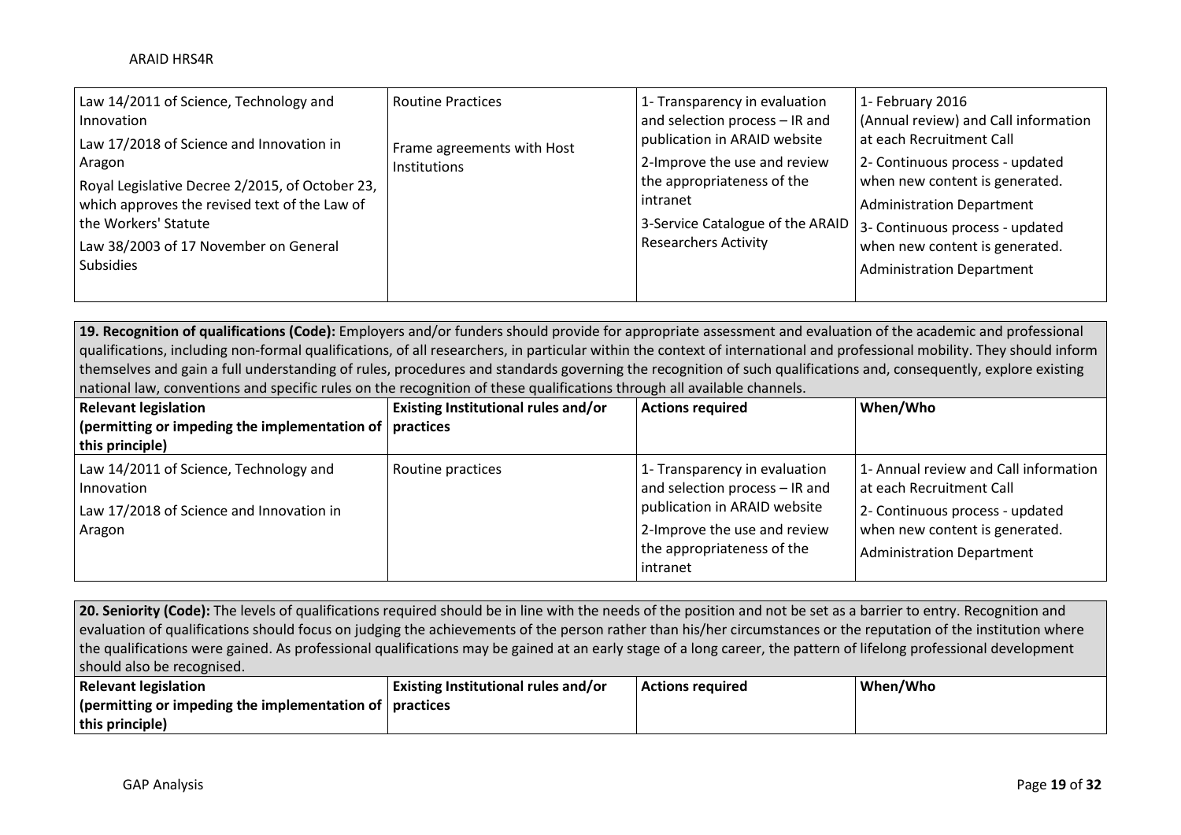| Law 14/2011 of Science, Technology and Innovation<br>Law 17/2018 of Science and Innovation in Aragon<br>Royal Legislative Decree 2/2015, of October 23, which approves the revised text of the Law of the Workers' Statute<br>Law 38/2003 of 17 November on General Subsidies | Routine Practices<br>Frame agreements with Host Institutions | 1- Transparency in evaluation and selection process – IR and publication in ARAID website<br>2-Improve the use and review the appropriateness of the intranet<br>3-Service Catalogue of the ARAID Researchers Activity | 1- February 2016 (Annual review) and Call information at each Recruitment Call<br>2- Continuous process - updated when new content is generated.<br>Administration Department<br>3- Continuous process - updated when new content is generated.<br>Administration Department |
|---|---|---|---|

**19. Recognition of qualifications (Code):** Employers and/or funders should provide for appropriate assessment and evaluation of the academic and professional qualifications, including non-formal qualifications, of all researchers, in particular within the context of international and professional mobility. They should inform themselves and gain a full understanding of rules, procedures and standards governing the recognition of such qualifications and, consequently, explore existing national law, conventions and specific rules on the recognition of these qualifications through all available channels.

| Relevant legislation (permitting or impeding the implementation of this principle) | Existing Institutional rules and/or practices | Actions required | When/Who |
|---|---|---|---|
| Law 14/2011 of Science, Technology and Innovation<br>Law 17/2018 of Science and Innovation in Aragon | Routine practices | 1- Transparency in evaluation and selection process – IR and publication in ARAID website<br>2-Improve the use and review the appropriateness of the intranet | 1- Annual review and Call information at each Recruitment Call<br>2- Continuous process - updated when new content is generated.<br>Administration Department |

**20. Seniority (Code):** The levels of qualifications required should be in line with the needs of the position and not be set as a barrier to entry. Recognition and evaluation of qualifications should focus on judging the achievements of the person rather than his/her circumstances or the reputation of the institution where the qualifications were gained. As professional qualifications may be gained at an early stage of a long career, the pattern of lifelong professional development should also be recognised.

| Relevant legislation (permitting or impeding the implementation of this principle) | Existing Institutional rules and/or practices | Actions required | When/Who |
|---|---|---|---|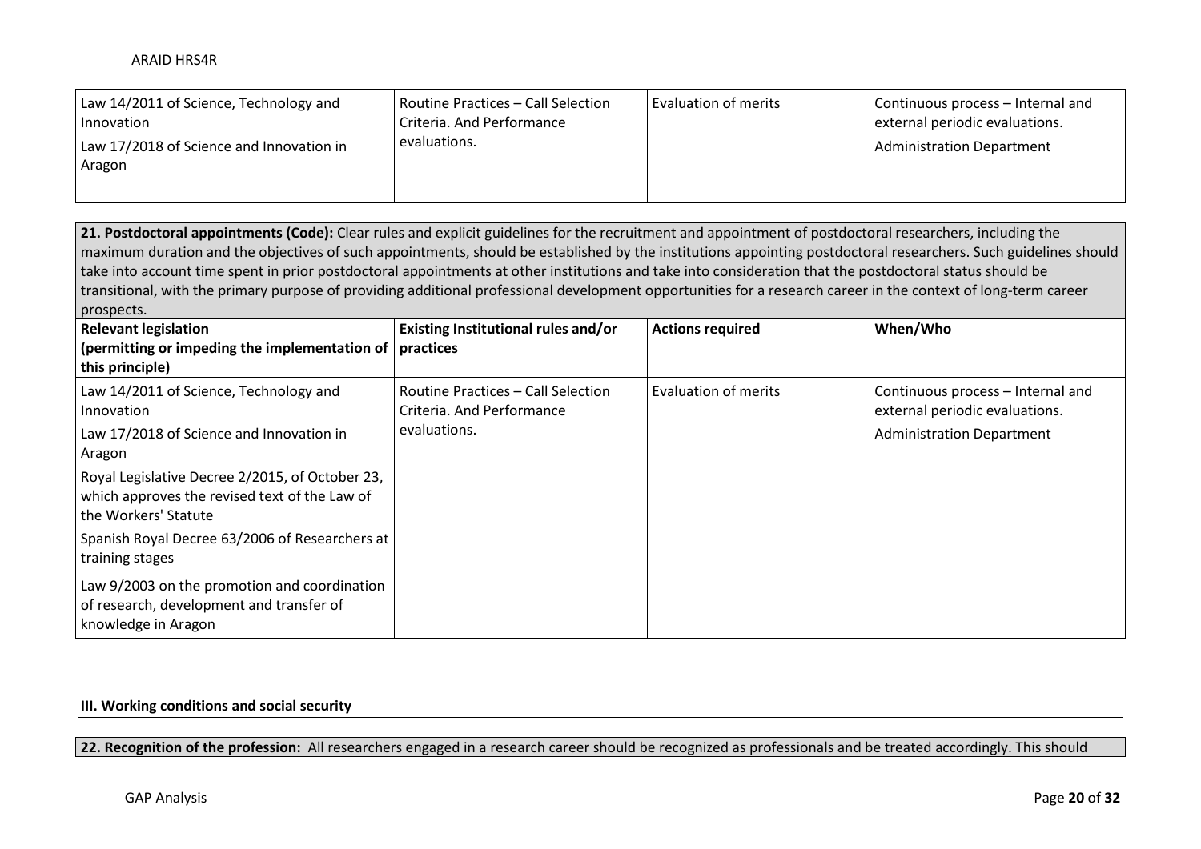| | | | |
|---|---|---|---|
| Law 14/2011 of Science, Technology and Innovation<br>Law 17/2018 of Science and Innovation in Aragon | Routine Practices – Call Selection Criteria. And Performance evaluations. | Evaluation of merits | Continuous process – Internal and external periodic evaluations.<br>Administration Department |

**21. Postdoctoral appointments (Code):** Clear rules and explicit guidelines for the recruitment and appointment of postdoctoral researchers, including the maximum duration and the objectives of such appointments, should be established by the institutions appointing postdoctoral researchers. Such guidelines should take into account time spent in prior postdoctoral appointments at other institutions and take into consideration that the postdoctoral status should be transitional, with the primary purpose of providing additional professional development opportunities for a research career in the context of long-term career prospects.

| Relevant legislation (permitting or impeding the implementation of this principle) | Existing Institutional rules and/or practices | Actions required | When/Who |
|---|---|---|---|
| Law 14/2011 of Science, Technology and Innovation<br>Law 17/2018 of Science and Innovation in Aragon<br>Royal Legislative Decree 2/2015, of October 23, which approves the revised text of the Law of the Workers' Statute<br>Spanish Royal Decree 63/2006 of Researchers at training stages<br>Law 9/2003 on the promotion and coordination of research, development and transfer of knowledge in Aragon | Routine Practices – Call Selection Criteria. And Performance evaluations. | Evaluation of merits | Continuous process – Internal and external periodic evaluations.<br>Administration Department |

**III. Working conditions and social security**

**22. Recognition of the profession:** All researchers engaged in a research career should be recognized as professionals and be treated accordingly. This should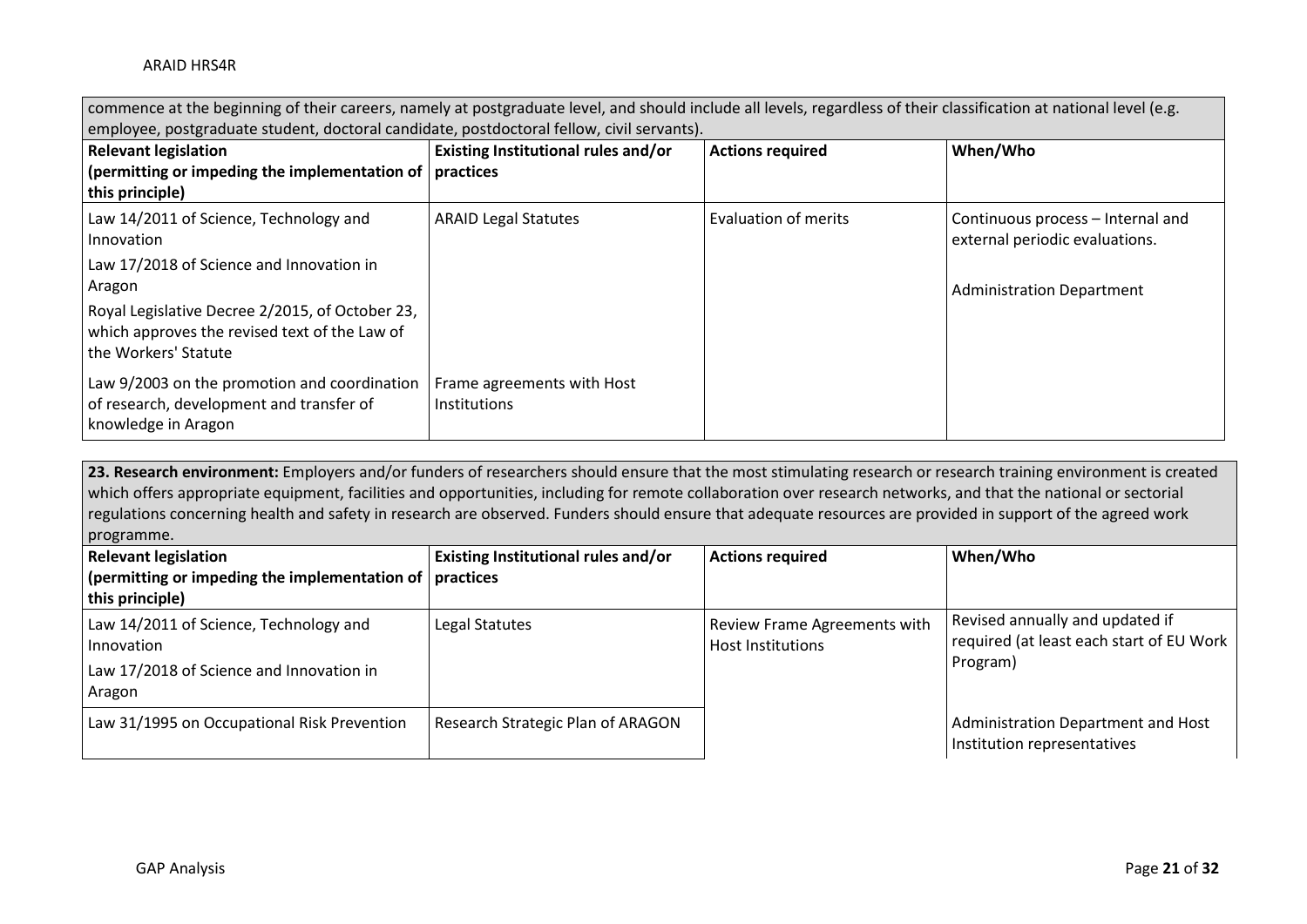commence at the beginning of their careers, namely at postgraduate level, and should include all levels, regardless of their classification at national level (e.g. employee, postgraduate student, doctoral candidate, postdoctoral fellow, civil servants).

| **Relevant legislation (permitting or impeding the implementation of this principle)** | **Existing Institutional rules and/or practices** | **Actions required** | **When/Who** |
|---|---|---|---|
| Law 14/2011 of Science, Technology and Innovation<br>Law 17/2018 of Science and Innovation in Aragon<br>Royal Legislative Decree 2/2015, of October 23, which approves the revised text of the Law of the Workers' Statute | ARAID Legal Statutes | Evaluation of merits | Continuous process – Internal and external periodic evaluations.<br><br>Administration Department |
| Law 9/2003 on the promotion and coordination of research, development and transfer of knowledge in Aragon | Frame agreements with Host Institutions | | |

**23. Research environment:** Employers and/or funders of researchers should ensure that the most stimulating research or research training environment is created which offers appropriate equipment, facilities and opportunities, including for remote collaboration over research networks, and that the national or sectorial regulations concerning health and safety in research are observed. Funders should ensure that adequate resources are provided in support of the agreed work programme.

| **Relevant legislation (permitting or impeding the implementation of this principle)** | **Existing Institutional rules and/or practices** | **Actions required** | **When/Who** |
|---|---|---|---|
| Law 14/2011 of Science, Technology and Innovation<br>Law 17/2018 of Science and Innovation in Aragon | Legal Statutes | Review Frame Agreements with Host Institutions | Revised annually and updated if required (at least each start of EU Work Program)<br><br>Administration Department and Host Institution representatives |
| Law 31/1995 on Occupational Risk Prevention | Research Strategic Plan of ARAGON | | |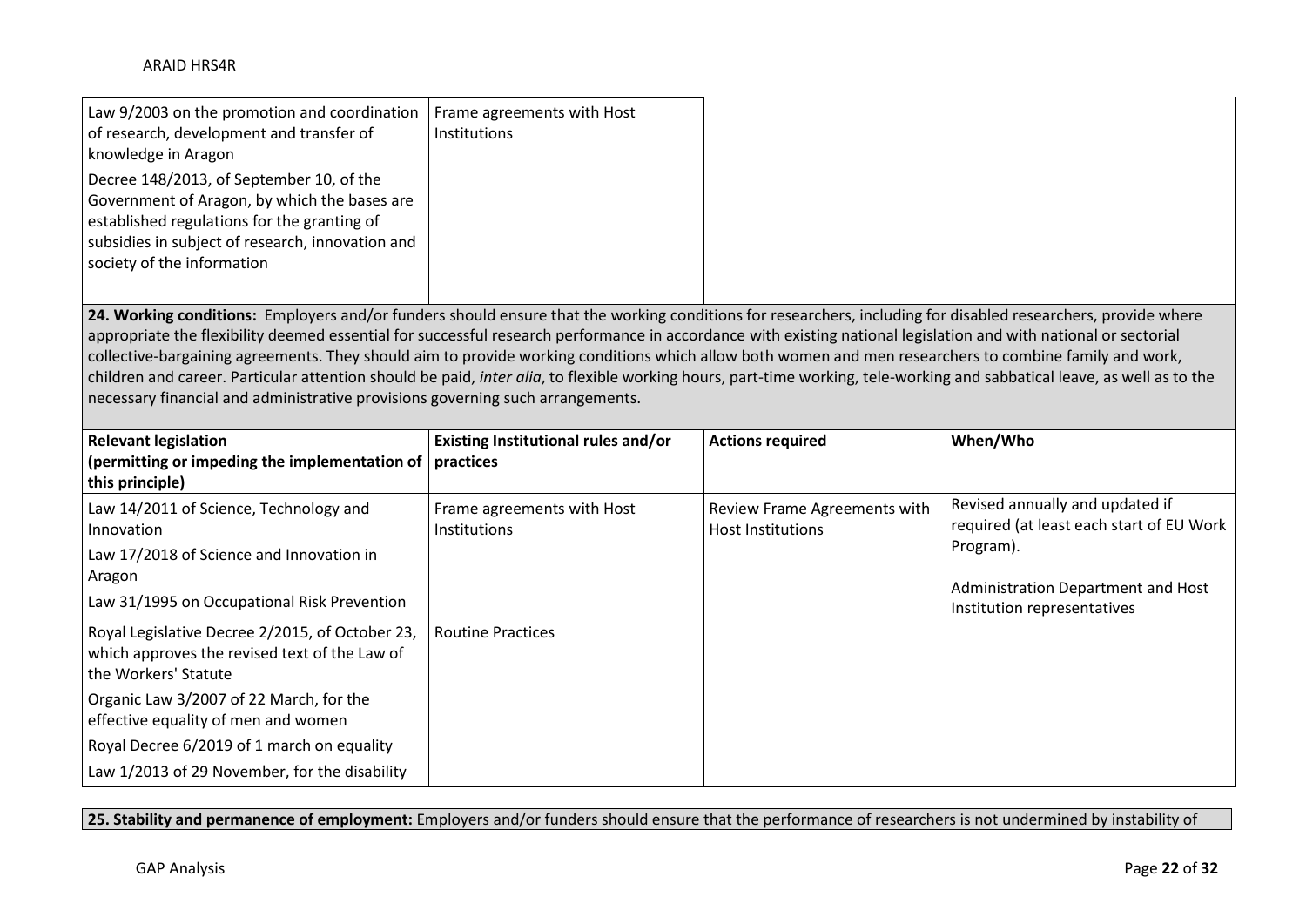| | | | |
|---|---|---|---|
| Law 9/2003 on the promotion and coordination of research, development and transfer of knowledge in Aragon<br>Decree 148/2013, of September 10, of the Government of Aragon, by which the bases are established regulations for the granting of subsidies in subject of research, innovation and society of the information | Frame agreements with Host Institutions | | |

**24. Working conditions:** Employers and/or funders should ensure that the working conditions for researchers, including for disabled researchers, provide where appropriate the flexibility deemed essential for successful research performance in accordance with existing national legislation and with national or sectorial collective-bargaining agreements. They should aim to provide working conditions which allow both women and men researchers to combine family and work, children and career. Particular attention should be paid, *inter alia*, to flexible working hours, part-time working, tele-working and sabbatical leave, as well as to the necessary financial and administrative provisions governing such arrangements.

| Relevant legislation (permitting or impeding the implementation of this principle) | Existing Institutional rules and/or practices | Actions required | When/Who |
|---|---|---|---|
| Law 14/2011 of Science, Technology and Innovation<br>Law 17/2018 of Science and Innovation in Aragon<br>Law 31/1995 on Occupational Risk Prevention | Frame agreements with Host Institutions | Review Frame Agreements with Host Institutions | Revised annually and updated if required (at least each start of EU Work Program).<br>Administration Department and Host Institution representatives |
| Royal Legislative Decree 2/2015, of October 23, which approves the revised text of the Law of the Workers' Statute<br>Organic Law 3/2007 of 22 March, for the effective equality of men and women<br>Royal Decree 6/2019 of 1 march on equality<br>Law 1/2013 of 29 November, for the disability | Routine Practices | | |

**25. Stability and permanence of employment:** Employers and/or funders should ensure that the performance of researchers is not undermined by instability of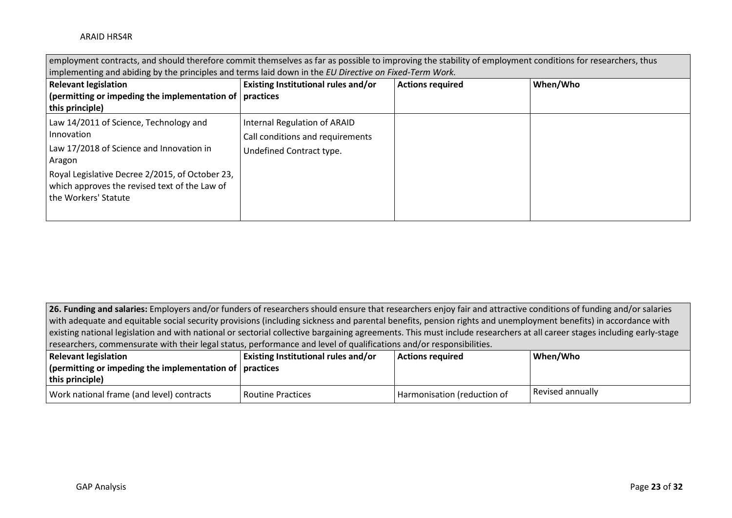| employment contracts, and should therefore commit themselves as far as possible to improving the stability of employment conditions for researchers, thus implementing and abiding by the principles and terms laid down in the *EU Directive on Fixed-Term Work.* | | | |
|---|---|---|---|
| **Relevant legislation (permitting or impeding the implementation of this principle)** | **Existing Institutional rules and/or practices** | **Actions required** | **When/Who** |
| Law 14/2011 of Science, Technology and Innovation<br>Law 17/2018 of Science and Innovation in Aragon<br>Royal Legislative Decree 2/2015, of October 23, which approves the revised text of the Law of the Workers' Statute | Internal Regulation of ARAID<br>Call conditions and requirements<br>Undefined Contract type. | | |

| **26. Funding and salaries:** Employers and/or funders of researchers should ensure that researchers enjoy fair and attractive conditions of funding and/or salaries with adequate and equitable social security provisions (including sickness and parental benefits, pension rights and unemployment benefits) in accordance with existing national legislation and with national or sectorial collective bargaining agreements. This must include researchers at all career stages including early-stage researchers, commensurate with their legal status, performance and level of qualifications and/or responsibilities. | | | |
|---|---|---|---|
| **Relevant legislation (permitting or impeding the implementation of this principle)** | **Existing Institutional rules and/or practices** | **Actions required** | **When/Who** |
| Work national frame (and level) contracts | Routine Practices | Harmonisation (reduction of | Revised annually |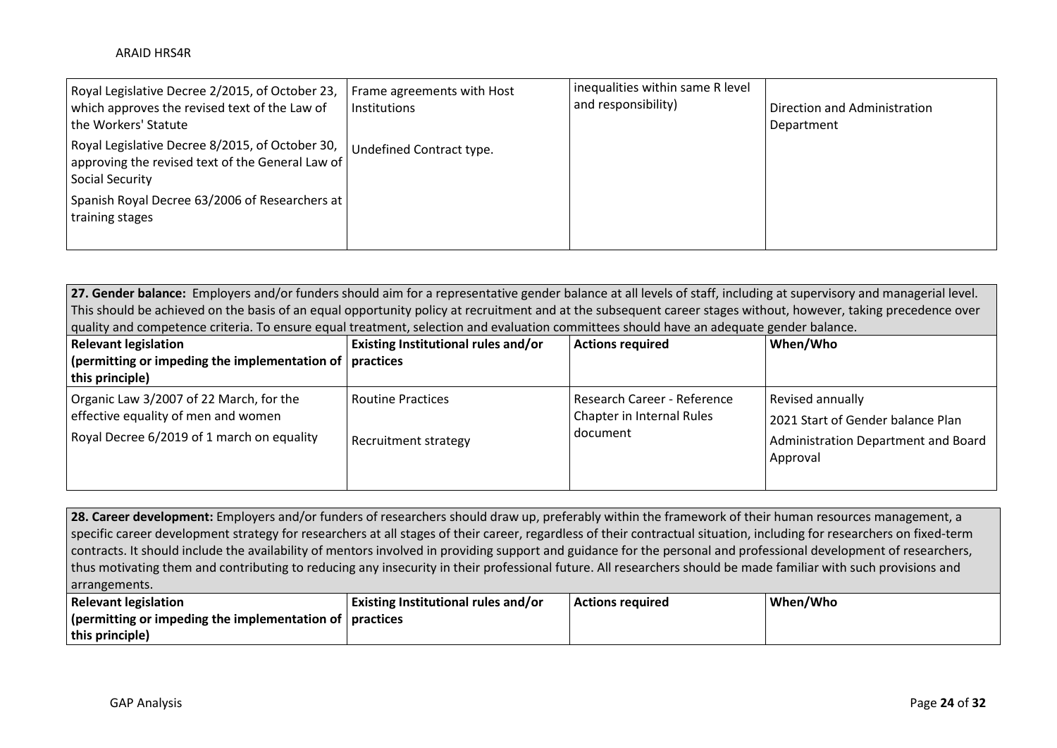| | | | |
|---|---|---|---|
| Royal Legislative Decree 2/2015, of October 23, which approves the revised text of the Law of the Workers' Statute<br><br>Royal Legislative Decree 8/2015, of October 30, approving the revised text of the General Law of Social Security<br><br>Spanish Royal Decree 63/2006 of Researchers at training stages | Frame agreements with Host Institutions<br><br>Undefined Contract type. | inequalities within same R level and responsibility) | Direction and Administration Department |

| **27. Gender balance:** Employers and/or funders should aim for a representative gender balance at all levels of staff, including at supervisory and managerial level. This should be achieved on the basis of an equal opportunity policy at recruitment and at the subsequent career stages without, however, taking precedence over quality and competence criteria. To ensure equal treatment, selection and evaluation committees should have an adequate gender balance. | | | |
|---|---|---|---|
| **Relevant legislation (permitting or impeding the implementation of this principle)** | **Existing Institutional rules and/or practices** | **Actions required** | **When/Who** |
| Organic Law 3/2007 of 22 March, for the effective equality of men and women<br><br>Royal Decree 6/2019 of 1 march on equality | Routine Practices<br><br>Recruitment strategy | Research Career - Reference Chapter in Internal Rules document | Revised annually<br><br>2021 Start of Gender balance Plan<br><br>Administration Department and Board Approval |

| **28. Career development:** Employers and/or funders of researchers should draw up, preferably within the framework of their human resources management, a specific career development strategy for researchers at all stages of their career, regardless of their contractual situation, including for researchers on fixed-term contracts. It should include the availability of mentors involved in providing support and guidance for the personal and professional development of researchers, thus motivating them and contributing to reducing any insecurity in their professional future. All researchers should be made familiar with such provisions and arrangements. | | | |
|---|---|---|---|
| **Relevant legislation (permitting or impeding the implementation of this principle)** | **Existing Institutional rules and/or practices** | **Actions required** | **When/Who** |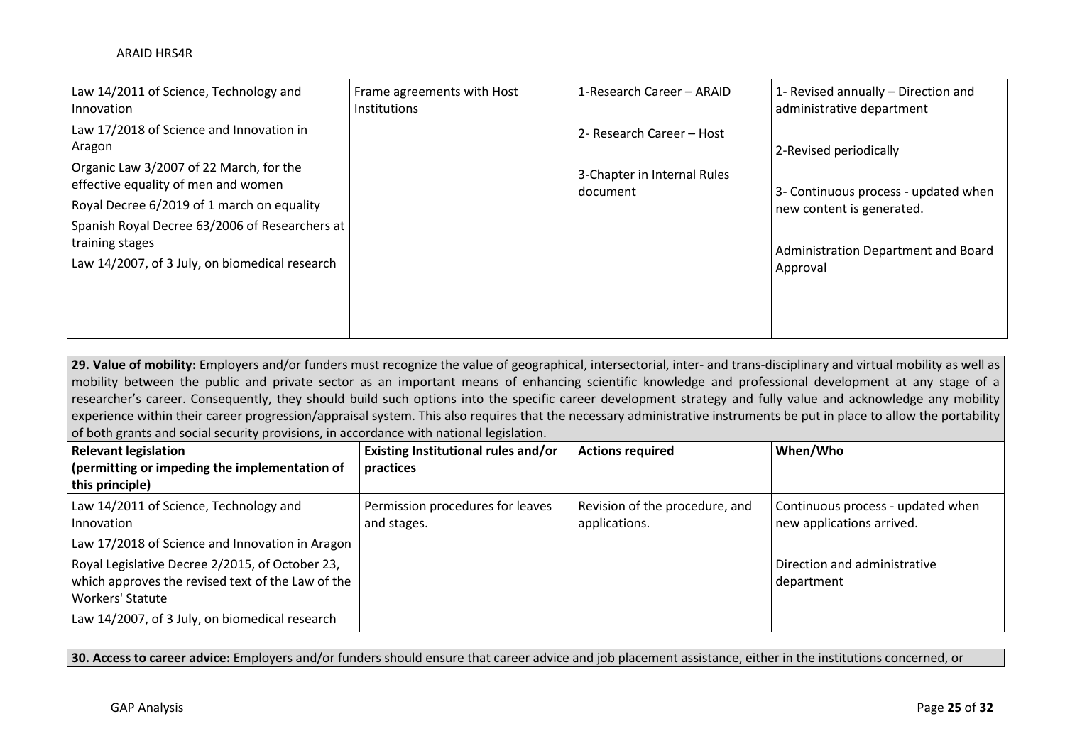| Law 14/2011 of Science, Technology and Innovation<br>Law 17/2018 of Science and Innovation in Aragon<br>Organic Law 3/2007 of 22 March, for the effective equality of men and women<br>Royal Decree 6/2019 of 1 march on equality<br>Spanish Royal Decree 63/2006 of Researchers at training stages<br>Law 14/2007, of 3 July, on biomedical research | Frame agreements with Host Institutions | 1-Research Career – ARAID<br>2- Research Career – Host<br>3-Chapter in Internal Rules document | 1- Revised annually – Direction and administrative department<br>2-Revised periodically<br>3- Continuous process - updated when new content is generated.<br>Administration Department and Board Approval |
|---|---|---|---|

**29. Value of mobility:** Employers and/or funders must recognize the value of geographical, intersectorial, inter- and trans-disciplinary and virtual mobility as well as mobility between the public and private sector as an important means of enhancing scientific knowledge and professional development at any stage of a researcher's career. Consequently, they should build such options into the specific career development strategy and fully value and acknowledge any mobility experience within their career progression/appraisal system. This also requires that the necessary administrative instruments be put in place to allow the portability of both grants and social security provisions, in accordance with national legislation.

| Relevant legislation (permitting or impeding the implementation of this principle) | Existing Institutional rules and/or practices | Actions required | When/Who |
|---|---|---|---|
| Law 14/2011 of Science, Technology and Innovation<br>Law 17/2018 of Science and Innovation in Aragon<br>Royal Legislative Decree 2/2015, of October 23, which approves the revised text of the Law of the Workers' Statute<br>Law 14/2007, of 3 July, on biomedical research | Permission procedures for leaves and stages. | Revision of the procedure, and applications. | Continuous process - updated when new applications arrived.<br>Direction and administrative department |

**30. Access to career advice:** Employers and/or funders should ensure that career advice and job placement assistance, either in the institutions concerned, or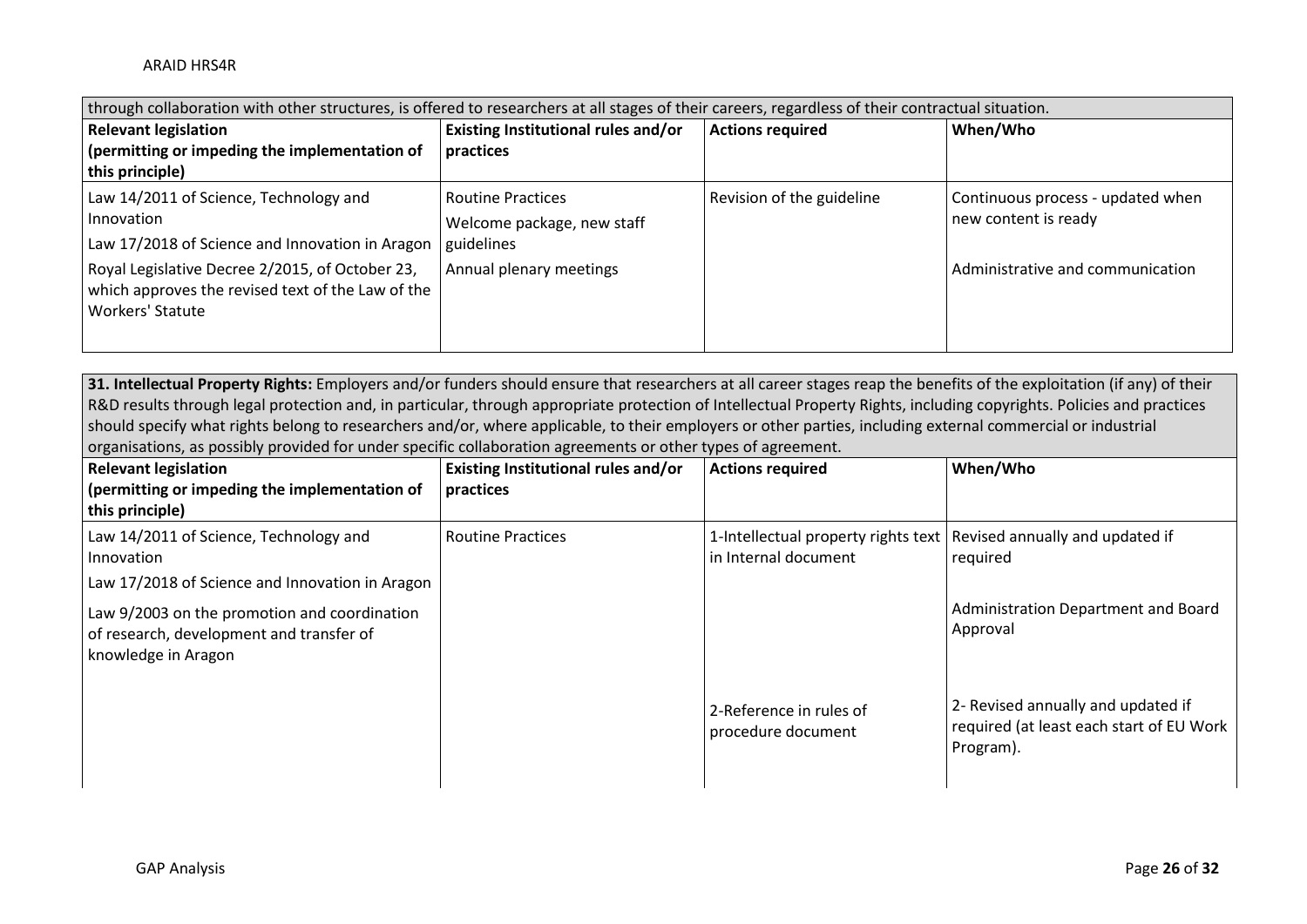| through collaboration with other structures, is offered to researchers at all stages of their careers, regardless of their contractual situation. | | | |
|---|---|---|---|
| **Relevant legislation (permitting or impeding the implementation of this principle)** | **Existing Institutional rules and/or practices** | **Actions required** | **When/Who** |
| Law 14/2011 of Science, Technology and Innovation<br>Law 17/2018 of Science and Innovation in Aragon<br>Royal Legislative Decree 2/2015, of October 23, which approves the revised text of the Law of the Workers' Statute | Routine Practices<br>Welcome package, new staff guidelines<br>Annual plenary meetings | Revision of the guideline | Continuous process - updated when new content is ready<br><br>Administrative and communication |

| **31. Intellectual Property Rights:** Employers and/or funders should ensure that researchers at all career stages reap the benefits of the exploitation (if any) of their R&D results through legal protection and, in particular, through appropriate protection of Intellectual Property Rights, including copyrights. Policies and practices should specify what rights belong to researchers and/or, where applicable, to their employers or other parties, including external commercial or industrial organisations, as possibly provided for under specific collaboration agreements or other types of agreement. | | | |
|---|---|---|---|
| **Relevant legislation (permitting or impeding the implementation of this principle)** | **Existing Institutional rules and/or practices** | **Actions required** | **When/Who** |
| Law 14/2011 of Science, Technology and Innovation<br>Law 17/2018 of Science and Innovation in Aragon<br>Law 9/2003 on the promotion and coordination of research, development and transfer of knowledge in Aragon | Routine Practices | 1-Intellectual property rights text in Internal document | Revised annually and updated if required<br><br>Administration Department and Board Approval |
| | | 2-Reference in rules of procedure document | 2- Revised annually and updated if required (at least each start of EU Work Program). |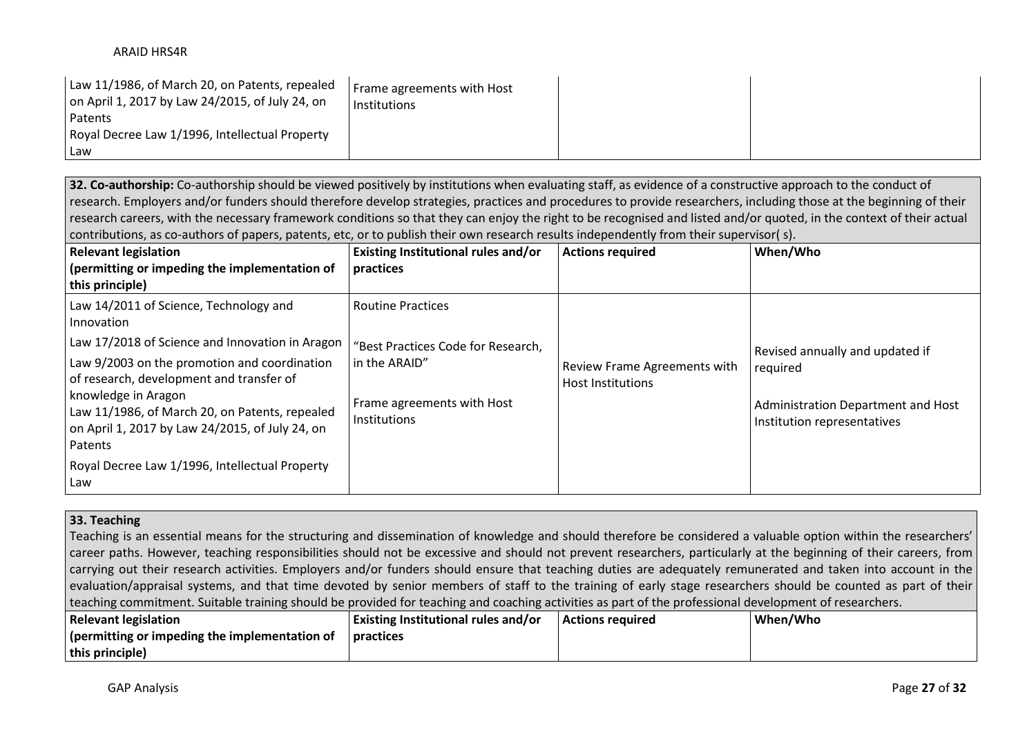| | | | |
|---|---|---|---|
| Law 11/1986, of March 20, on Patents, repealed on April 1, 2017 by Law 24/2015, of July 24, on Patents<br>Royal Decree Law 1/1996, Intellectual Property Law | Frame agreements with Host Institutions | | |

**32. Co-authorship:** Co-authorship should be viewed positively by institutions when evaluating staff, as evidence of a constructive approach to the conduct of research. Employers and/or funders should therefore develop strategies, practices and procedures to provide researchers, including those at the beginning of their research careers, with the necessary framework conditions so that they can enjoy the right to be recognised and listed and/or quoted, in the context of their actual contributions, as co-authors of papers, patents, etc, or to publish their own research results independently from their supervisor( s).

| Relevant legislation (permitting or impeding the implementation of this principle) | Existing Institutional rules and/or practices | Actions required | When/Who |
|---|---|---|---|
| Law 14/2011 of Science, Technology and Innovation<br>Law 17/2018 of Science and Innovation in Aragon<br>Law 9/2003 on the promotion and coordination of research, development and transfer of knowledge in Aragon<br>Law 11/1986, of March 20, on Patents, repealed on April 1, 2017 by Law 24/2015, of July 24, on Patents<br>Royal Decree Law 1/1996, Intellectual Property Law | Routine Practices<br>"Best Practices Code for Research, in the ARAID"<br>Frame agreements with Host Institutions | Review Frame Agreements with Host Institutions | Revised annually and updated if required<br>Administration Department and Host Institution representatives |

**33. Teaching**

Teaching is an essential means for the structuring and dissemination of knowledge and should therefore be considered a valuable option within the researchers' career paths. However, teaching responsibilities should not be excessive and should not prevent researchers, particularly at the beginning of their careers, from carrying out their research activities. Employers and/or funders should ensure that teaching duties are adequately remunerated and taken into account in the evaluation/appraisal systems, and that time devoted by senior members of staff to the training of early stage researchers should be counted as part of their teaching commitment. Suitable training should be provided for teaching and coaching activities as part of the professional development of researchers.

| Relevant legislation (permitting or impeding the implementation of this principle) | Existing Institutional rules and/or practices | Actions required | When/Who |
|---|---|---|---|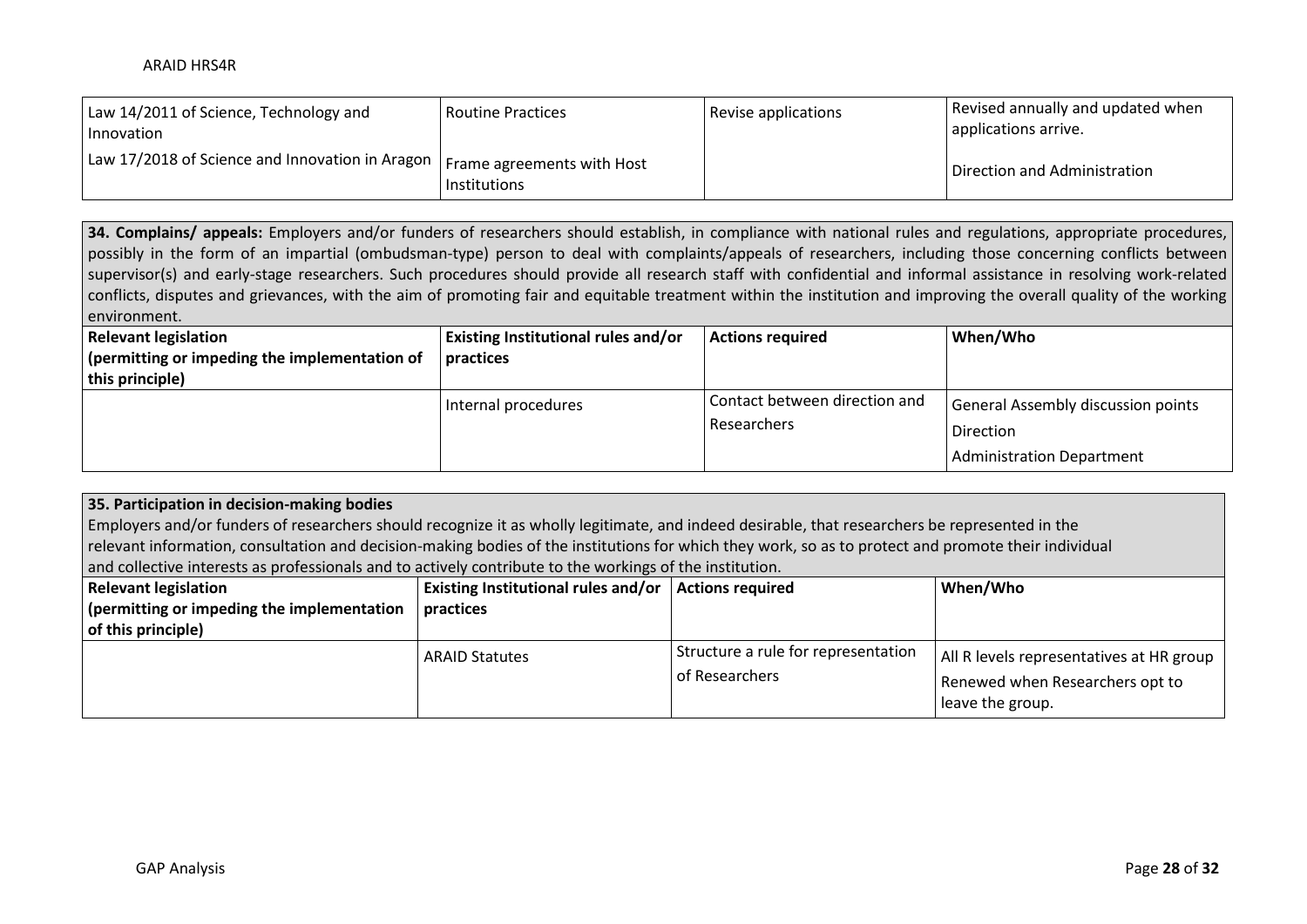| | | | |
|---|---|---|---|
| Law 14/2011 of Science, Technology and Innovation<br>Law 17/2018 of Science and Innovation in Aragon | Routine Practices<br>Frame agreements with Host Institutions | Revise applications | Revised annually and updated when applications arrive.<br>Direction and Administration |

**34. Complains/ appeals:** Employers and/or funders of researchers should establish, in compliance with national rules and regulations, appropriate procedures, possibly in the form of an impartial (ombudsman-type) person to deal with complaints/appeals of researchers, including those concerning conflicts between supervisor(s) and early-stage researchers. Such procedures should provide all research staff with confidential and informal assistance in resolving work-related conflicts, disputes and grievances, with the aim of promoting fair and equitable treatment within the institution and improving the overall quality of the working environment.

| Relevant legislation (permitting or impeding the implementation of this principle) | Existing Institutional rules and/or practices | Actions required | When/Who |
|---|---|---|---|
| | Internal procedures | Contact between direction and Researchers | General Assembly discussion points<br>Direction<br>Administration Department |

**35. Participation in decision-making bodies**

Employers and/or funders of researchers should recognize it as wholly legitimate, and indeed desirable, that researchers be represented in the relevant information, consultation and decision-making bodies of the institutions for which they work, so as to protect and promote their individual and collective interests as professionals and to actively contribute to the workings of the institution.

| Relevant legislation (permitting or impeding the implementation of this principle) | Existing Institutional rules and/or practices | Actions required | When/Who |
|---|---|---|---|
| | ARAID Statutes | Structure a rule for representation of Researchers | All R levels representatives at HR group<br>Renewed when Researchers opt to leave the group. |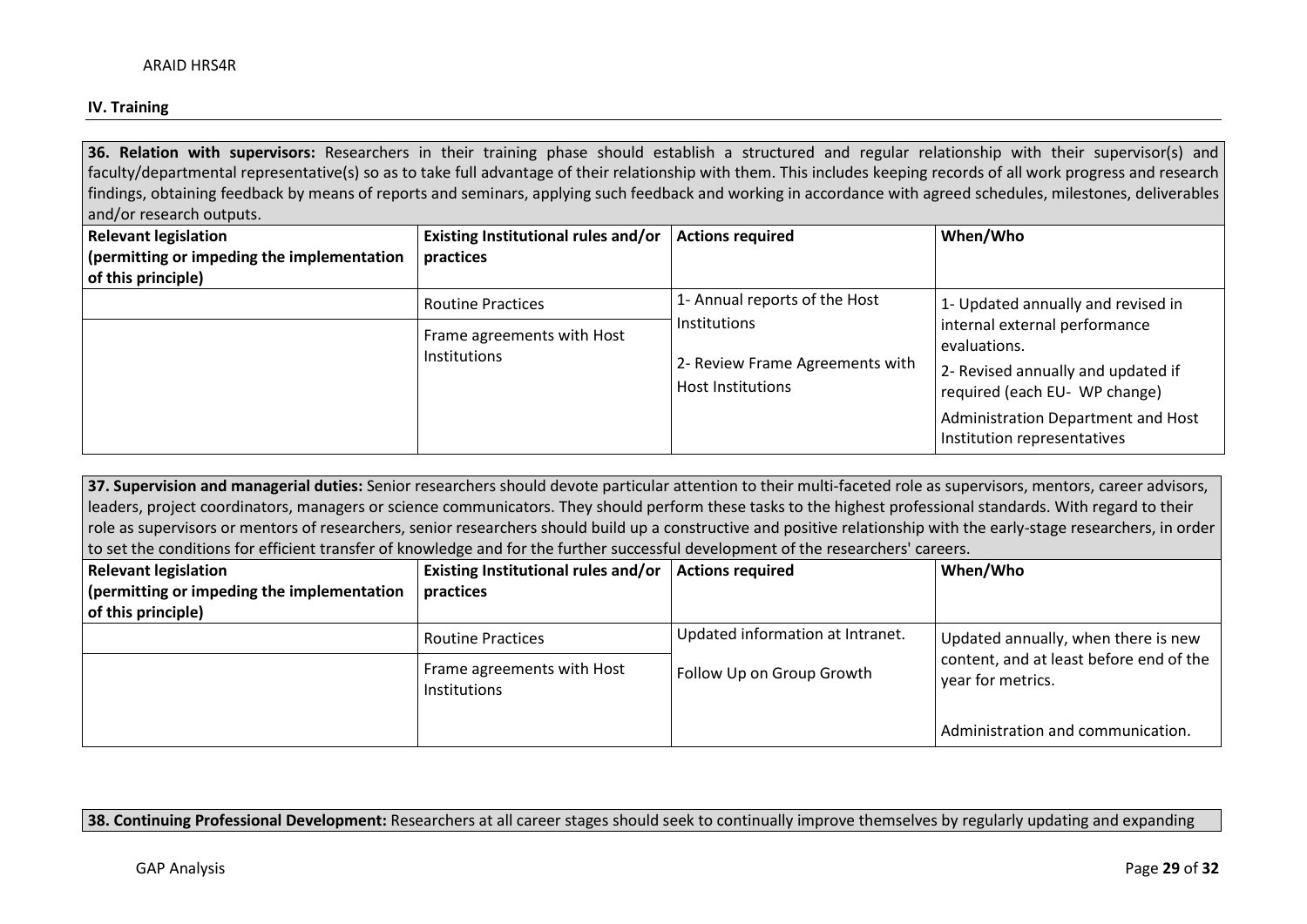## IV. Training

**36. Relation with supervisors:** Researchers in their training phase should establish a structured and regular relationship with their supervisor(s) and faculty/departmental representative(s) so as to take full advantage of their relationship with them. This includes keeping records of all work progress and research findings, obtaining feedback by means of reports and seminars, applying such feedback and working in accordance with agreed schedules, milestones, deliverables and/or research outputs.

| Relevant legislation (permitting or impeding the implementation of this principle) | Existing Institutional rules and/or practices | Actions required | When/Who |
|---|---|---|---|
| | Routine Practices | 1- Annual reports of the Host Institutions<br><br>2- Review Frame Agreements with Host Institutions | 1- Updated annually and revised in internal external performance evaluations.<br><br>2- Revised annually and updated if required (each EU- WP change)<br><br>Administration Department and Host Institution representatives |
| | Frame agreements with Host Institutions | | |

**37. Supervision and managerial duties:** Senior researchers should devote particular attention to their multi-faceted role as supervisors, mentors, career advisors, leaders, project coordinators, managers or science communicators. They should perform these tasks to the highest professional standards. With regard to their role as supervisors or mentors of researchers, senior researchers should build up a constructive and positive relationship with the early-stage researchers, in order to set the conditions for efficient transfer of knowledge and for the further successful development of the researchers' careers.

| Relevant legislation (permitting or impeding the implementation of this principle) | Existing Institutional rules and/or practices | Actions required | When/Who |
|---|---|---|---|
| | Routine Practices | Updated information at Intranet.<br><br>Follow Up on Group Growth | Updated annually, when there is new content, and at least before end of the year for metrics.<br><br>Administration and communication. |
| | Frame agreements with Host Institutions | | |

**38. Continuing Professional Development:** Researchers at all career stages should seek to continually improve themselves by regularly updating and expanding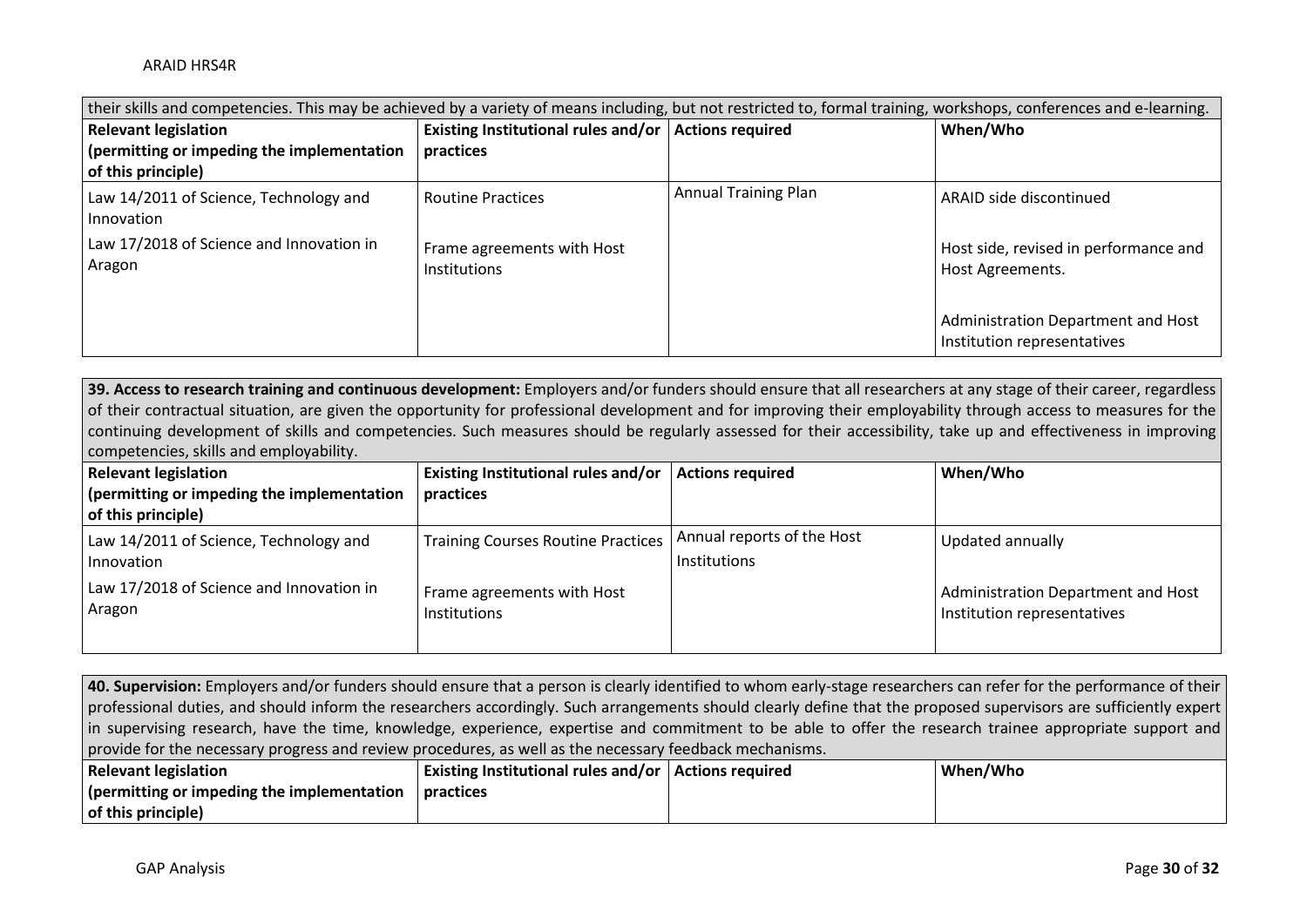| their skills and competencies. This may be achieved by a variety of means including, but not restricted to, formal training, workshops, conferences and e-learning. | | | |
|---|---|---|---|
| **Relevant legislation (permitting or impeding the implementation of this principle)** | **Existing Institutional rules and/or practices** | **Actions required** | **When/Who** |
| Law 14/2011 of Science, Technology and Innovation<br><br>Law 17/2018 of Science and Innovation in Aragon | Routine Practices<br><br>Frame agreements with Host Institutions | Annual Training Plan | ARAID side discontinued<br><br>Host side, revised in performance and Host Agreements.<br><br>Administration Department and Host Institution representatives |

| **39. Access to research training and continuous development:** Employers and/or funders should ensure that all researchers at any stage of their career, regardless of their contractual situation, are given the opportunity for professional development and for improving their employability through access to measures for the continuing development of skills and competencies. Such measures should be regularly assessed for their accessibility, take up and effectiveness in improving competencies, skills and employability. | | | |
|---|---|---|---|
| **Relevant legislation (permitting or impeding the implementation of this principle)** | **Existing Institutional rules and/or practices** | **Actions required** | **When/Who** |
| Law 14/2011 of Science, Technology and Innovation<br><br>Law 17/2018 of Science and Innovation in Aragon | Training Courses Routine Practices<br><br>Frame agreements with Host Institutions | Annual reports of the Host Institutions | Updated annually<br><br>Administration Department and Host Institution representatives |

| **40. Supervision:** Employers and/or funders should ensure that a person is clearly identified to whom early-stage researchers can refer for the performance of their professional duties, and should inform the researchers accordingly. Such arrangements should clearly define that the proposed supervisors are sufficiently expert in supervising research, have the time, knowledge, experience, expertise and commitment to be able to offer the research trainee appropriate support and provide for the necessary progress and review procedures, as well as the necessary feedback mechanisms. | | | |
|---|---|---|---|
| **Relevant legislation (permitting or impeding the implementation of this principle)** | **Existing Institutional rules and/or practices** | **Actions required** | **When/Who** |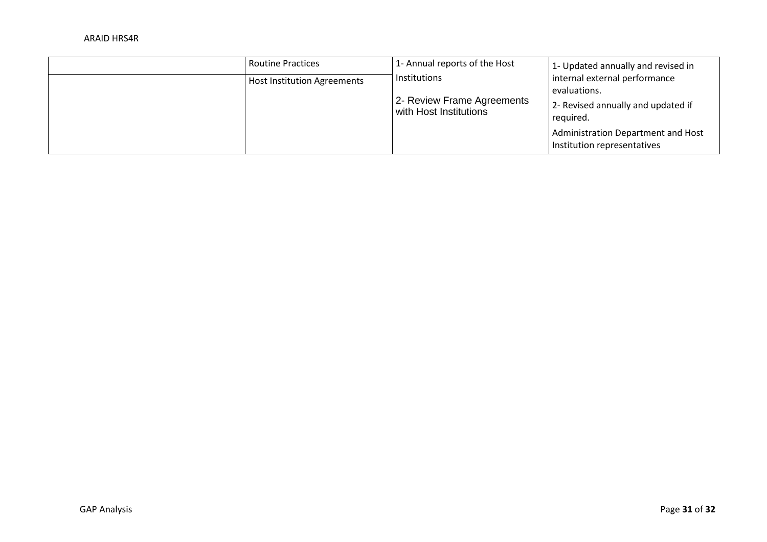| | | | |
|---|---|---|---|
| | Routine Practices | 1- Annual reports of the Host Institutions | 1- Updated annually and revised in internal external performance evaluations. |
| | Host Institution Agreements | 2- Review Frame Agreements with Host Institutions | 2- Revised annually and updated if required.<br>Administration Department and Host Institution representatives |